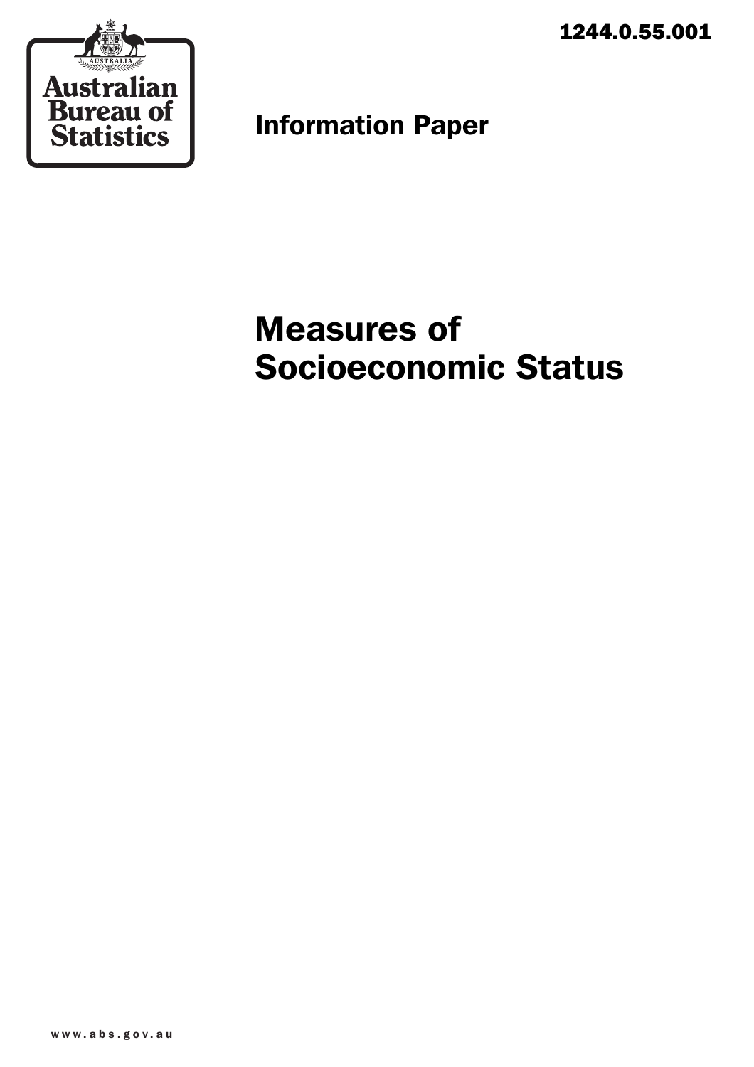1244.0.55.001

Australian Bureau of Statistics

Information Paper

# Measures of Socioeconomic Status

www.abs.gov.au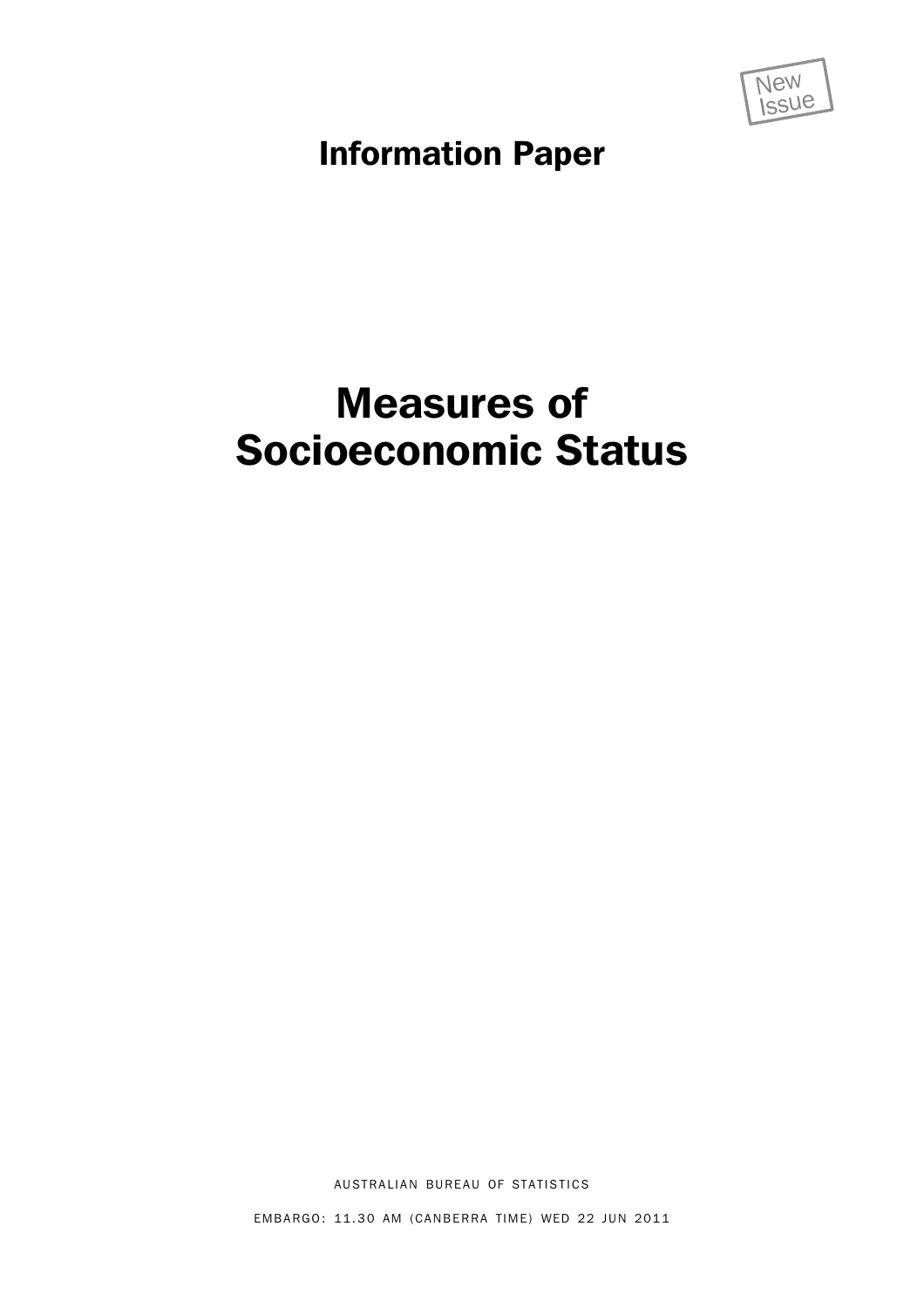New Issue

# Information Paper

# Measures of Socioeconomic Status

AUSTRALIAN BUREAU OF STATISTICS

EMBARGO: 11.30 AM (CANBERRA TIME) WED 22 JUN 2011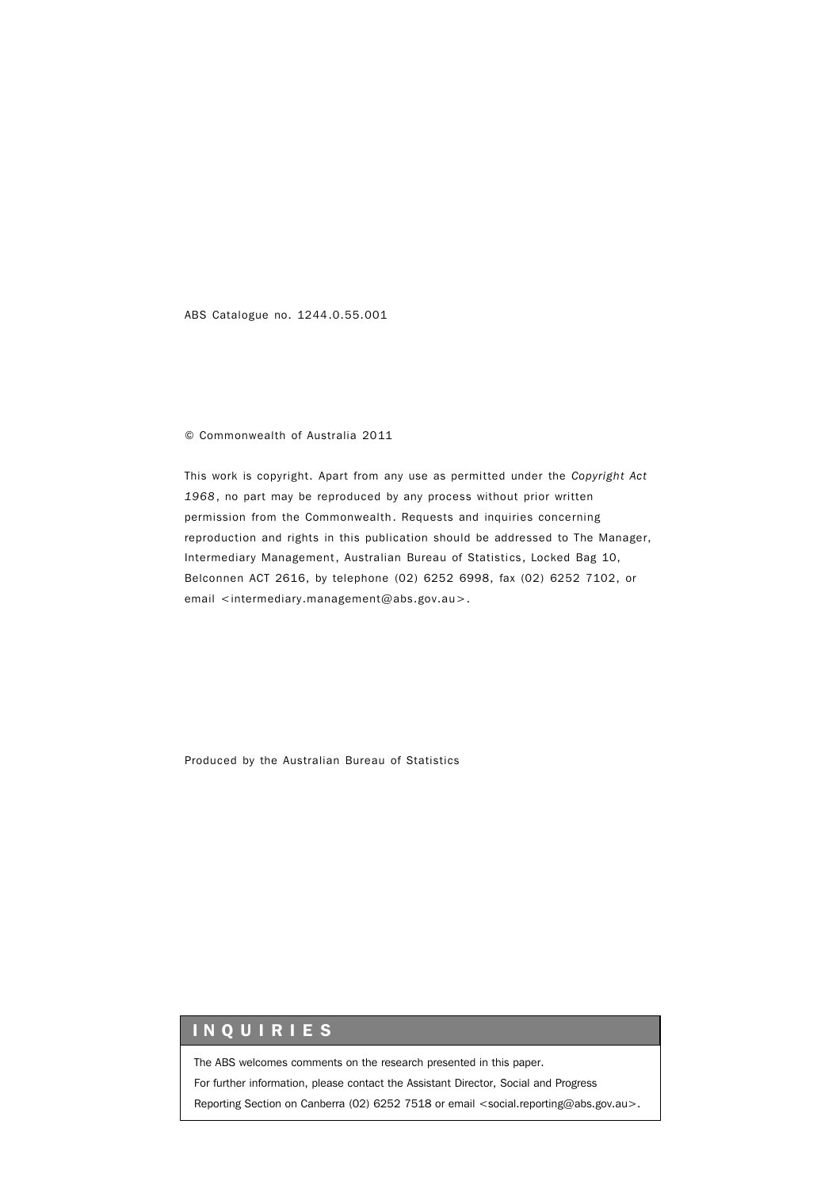ABS Catalogue no. 1244.0.55.001

© Commonwealth of Australia 2011

This work is copyright. Apart from any use as permitted under the *Copyright Act 1968*, no part may be reproduced by any process without prior written permission from the Commonwealth. Requests and inquiries concerning reproduction and rights in this publication should be addressed to The Manager, Intermediary Management, Australian Bureau of Statistics, Locked Bag 10, Belconnen ACT 2616, by telephone (02) 6252 6998, fax (02) 6252 7102, or email <intermediary.management@abs.gov.au>.

Produced by the Australian Bureau of Statistics

## INQUIRIES

The ABS welcomes comments on the research presented in this paper.
For further information, please contact the Assistant Director, Social and Progress Reporting Section on Canberra (02) 6252 7518 or email <social.reporting@abs.gov.au>.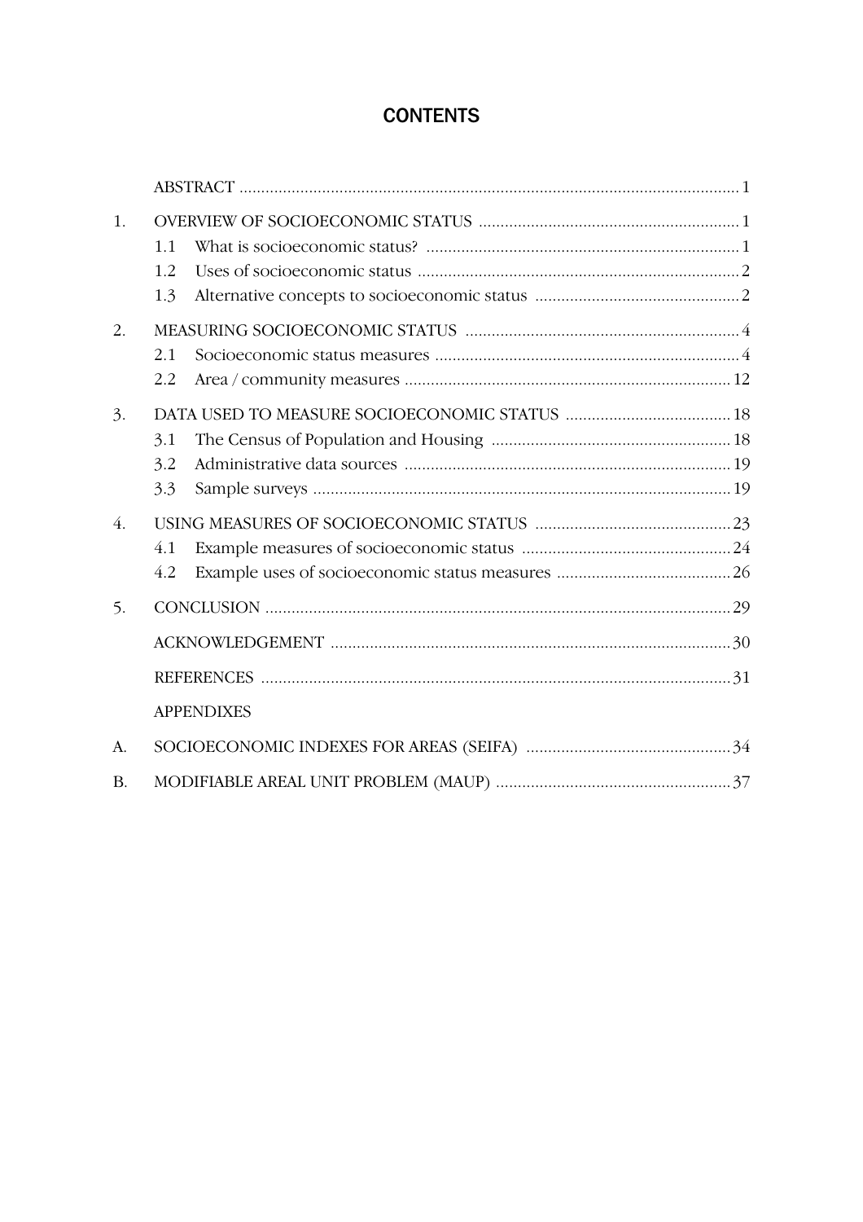# CONTENTS

| | | |
|---|---|---|
| | ABSTRACT | 1 |
| 1. | OVERVIEW OF SOCIOECONOMIC STATUS | 1 |
| | 1.1 What is socioeconomic status? | 1 |
| | 1.2 Uses of socioeconomic status | 2 |
| | 1.3 Alternative concepts to socioeconomic status | 2 |
| 2. | MEASURING SOCIOECONOMIC STATUS | 4 |
| | 2.1 Socioeconomic status measures | 4 |
| | 2.2 Area / community measures | 12 |
| 3. | DATA USED TO MEASURE SOCIOECONOMIC STATUS | 18 |
| | 3.1 The Census of Population and Housing | 18 |
| | 3.2 Administrative data sources | 19 |
| | 3.3 Sample surveys | 19 |
| 4. | USING MEASURES OF SOCIOECONOMIC STATUS | 23 |
| | 4.1 Example measures of socioeconomic status | 24 |
| | 4.2 Example uses of socioeconomic status measures | 26 |
| 5. | CONCLUSION | 29 |
| | ACKNOWLEDGEMENT | 30 |
| | REFERENCES | 31 |
| | APPENDIXES | |
| A. | SOCIOECONOMIC INDEXES FOR AREAS (SEIFA) | 34 |
| B. | MODIFIABLE AREAL UNIT PROBLEM (MAUP) | 37 |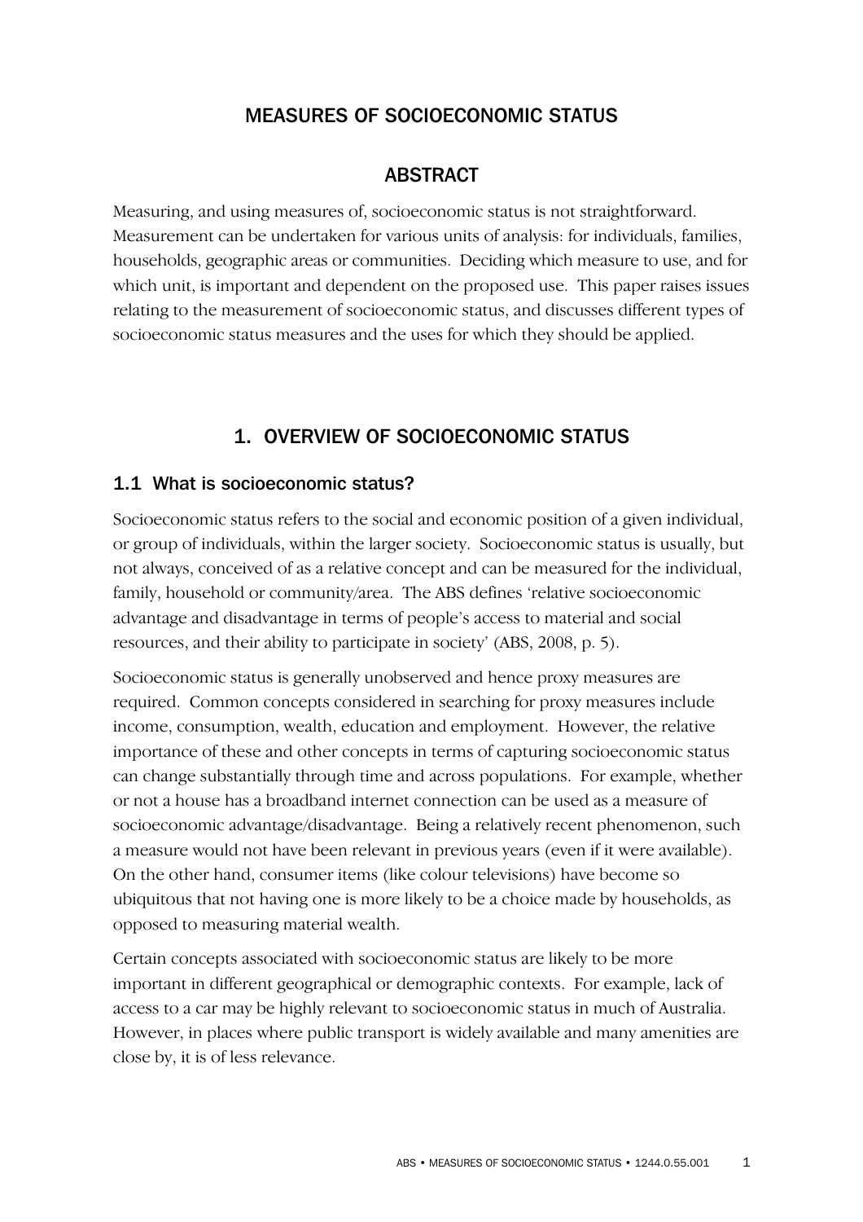# MEASURES OF SOCIOECONOMIC STATUS

## ABSTRACT

Measuring, and using measures of, socioeconomic status is not straightforward. Measurement can be undertaken for various units of analysis: for individuals, families, households, geographic areas or communities. Deciding which measure to use, and for which unit, is important and dependent on the proposed use. This paper raises issues relating to the measurement of socioeconomic status, and discusses different types of socioeconomic status measures and the uses for which they should be applied.

## 1. OVERVIEW OF SOCIOECONOMIC STATUS

### 1.1 What is socioeconomic status?

Socioeconomic status refers to the social and economic position of a given individual, or group of individuals, within the larger society. Socioeconomic status is usually, but not always, conceived of as a relative concept and can be measured for the individual, family, household or community/area. The ABS defines 'relative socioeconomic advantage and disadvantage in terms of people's access to material and social resources, and their ability to participate in society' (ABS, 2008, p. 5).

Socioeconomic status is generally unobserved and hence proxy measures are required. Common concepts considered in searching for proxy measures include income, consumption, wealth, education and employment. However, the relative importance of these and other concepts in terms of capturing socioeconomic status can change substantially through time and across populations. For example, whether or not a house has a broadband internet connection can be used as a measure of socioeconomic advantage/disadvantage. Being a relatively recent phenomenon, such a measure would not have been relevant in previous years (even if it were available). On the other hand, consumer items (like colour televisions) have become so ubiquitous that not having one is more likely to be a choice made by households, as opposed to measuring material wealth.

Certain concepts associated with socioeconomic status are likely to be more important in different geographical or demographic contexts. For example, lack of access to a car may be highly relevant to socioeconomic status in much of Australia. However, in places where public transport is widely available and many amenities are close by, it is of less relevance.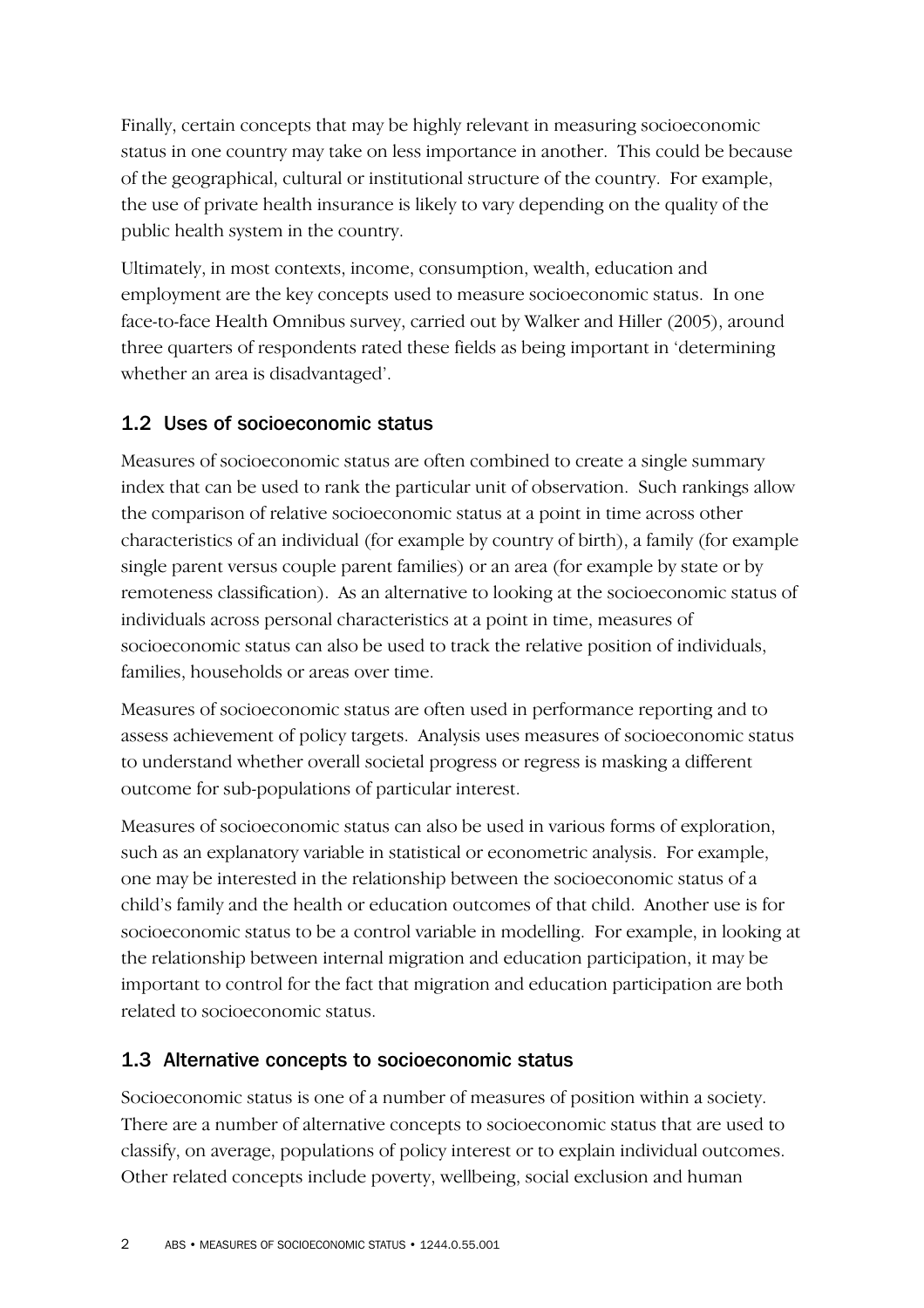Finally, certain concepts that may be highly relevant in measuring socioeconomic status in one country may take on less importance in another. This could be because of the geographical, cultural or institutional structure of the country. For example, the use of private health insurance is likely to vary depending on the quality of the public health system in the country.

Ultimately, in most contexts, income, consumption, wealth, education and employment are the key concepts used to measure socioeconomic status. In one face-to-face Health Omnibus survey, carried out by Walker and Hiller (2005), around three quarters of respondents rated these fields as being important in 'determining whether an area is disadvantaged'.

## 1.2 Uses of socioeconomic status

Measures of socioeconomic status are often combined to create a single summary index that can be used to rank the particular unit of observation. Such rankings allow the comparison of relative socioeconomic status at a point in time across other characteristics of an individual (for example by country of birth), a family (for example single parent versus couple parent families) or an area (for example by state or by remoteness classification). As an alternative to looking at the socioeconomic status of individuals across personal characteristics at a point in time, measures of socioeconomic status can also be used to track the relative position of individuals, families, households or areas over time.

Measures of socioeconomic status are often used in performance reporting and to assess achievement of policy targets. Analysis uses measures of socioeconomic status to understand whether overall societal progress or regress is masking a different outcome for sub-populations of particular interest.

Measures of socioeconomic status can also be used in various forms of exploration, such as an explanatory variable in statistical or econometric analysis. For example, one may be interested in the relationship between the socioeconomic status of a child's family and the health or education outcomes of that child. Another use is for socioeconomic status to be a control variable in modelling. For example, in looking at the relationship between internal migration and education participation, it may be important to control for the fact that migration and education participation are both related to socioeconomic status.

## 1.3 Alternative concepts to socioeconomic status

Socioeconomic status is one of a number of measures of position within a society. There are a number of alternative concepts to socioeconomic status that are used to classify, on average, populations of policy interest or to explain individual outcomes. Other related concepts include poverty, wellbeing, social exclusion and human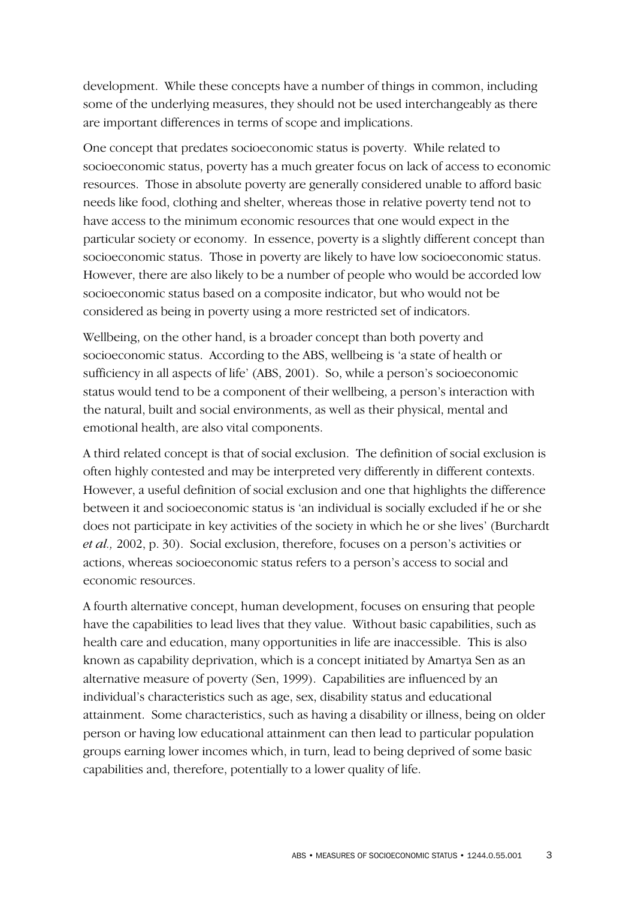development. While these concepts have a number of things in common, including some of the underlying measures, they should not be used interchangeably as there are important differences in terms of scope and implications.

One concept that predates socioeconomic status is poverty. While related to socioeconomic status, poverty has a much greater focus on lack of access to economic resources. Those in absolute poverty are generally considered unable to afford basic needs like food, clothing and shelter, whereas those in relative poverty tend not to have access to the minimum economic resources that one would expect in the particular society or economy. In essence, poverty is a slightly different concept than socioeconomic status. Those in poverty are likely to have low socioeconomic status. However, there are also likely to be a number of people who would be accorded low socioeconomic status based on a composite indicator, but who would not be considered as being in poverty using a more restricted set of indicators.

Wellbeing, on the other hand, is a broader concept than both poverty and socioeconomic status. According to the ABS, wellbeing is 'a state of health or sufficiency in all aspects of life' (ABS, 2001). So, while a person's socioeconomic status would tend to be a component of their wellbeing, a person's interaction with the natural, built and social environments, as well as their physical, mental and emotional health, are also vital components.

A third related concept is that of social exclusion. The definition of social exclusion is often highly contested and may be interpreted very differently in different contexts. However, a useful definition of social exclusion and one that highlights the difference between it and socioeconomic status is 'an individual is socially excluded if he or she does not participate in key activities of the society in which he or she lives' (Burchardt *et al.,* 2002, p. 30). Social exclusion, therefore, focuses on a person's activities or actions, whereas socioeconomic status refers to a person's access to social and economic resources.

A fourth alternative concept, human development, focuses on ensuring that people have the capabilities to lead lives that they value. Without basic capabilities, such as health care and education, many opportunities in life are inaccessible. This is also known as capability deprivation, which is a concept initiated by Amartya Sen as an alternative measure of poverty (Sen, 1999). Capabilities are influenced by an individual's characteristics such as age, sex, disability status and educational attainment. Some characteristics, such as having a disability or illness, being on older person or having low educational attainment can then lead to particular population groups earning lower incomes which, in turn, lead to being deprived of some basic capabilities and, therefore, potentially to a lower quality of life.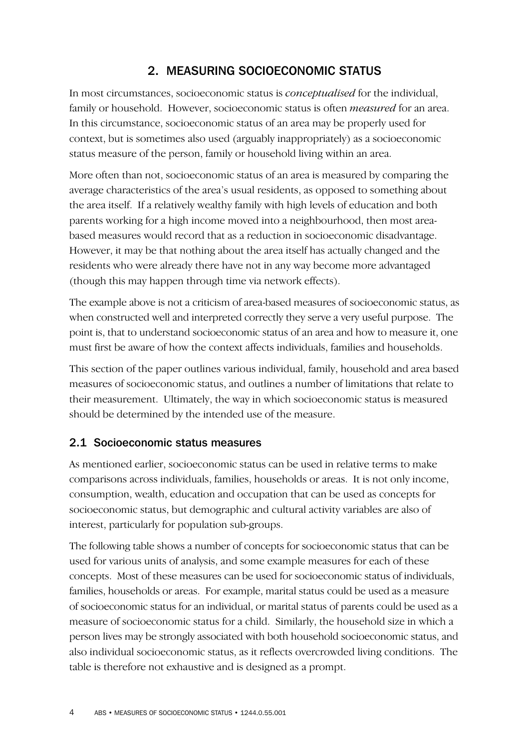## 2. MEASURING SOCIOECONOMIC STATUS

In most circumstances, socioeconomic status is *conceptualised* for the individual, family or household. However, socioeconomic status is often *measured* for an area. In this circumstance, socioeconomic status of an area may be properly used for context, but is sometimes also used (arguably inappropriately) as a socioeconomic status measure of the person, family or household living within an area.

More often than not, socioeconomic status of an area is measured by comparing the average characteristics of the area's usual residents, as opposed to something about the area itself. If a relatively wealthy family with high levels of education and both parents working for a high income moved into a neighbourhood, then most area-based measures would record that as a reduction in socioeconomic disadvantage. However, it may be that nothing about the area itself has actually changed and the residents who were already there have not in any way become more advantaged (though this may happen through time via network effects).

The example above is not a criticism of area-based measures of socioeconomic status, as when constructed well and interpreted correctly they serve a very useful purpose. The point is, that to understand socioeconomic status of an area and how to measure it, one must first be aware of how the context affects individuals, families and households.

This section of the paper outlines various individual, family, household and area based measures of socioeconomic status, and outlines a number of limitations that relate to their measurement. Ultimately, the way in which socioeconomic status is measured should be determined by the intended use of the measure.

### 2.1 Socioeconomic status measures

As mentioned earlier, socioeconomic status can be used in relative terms to make comparisons across individuals, families, households or areas. It is not only income, consumption, wealth, education and occupation that can be used as concepts for socioeconomic status, but demographic and cultural activity variables are also of interest, particularly for population sub-groups.

The following table shows a number of concepts for socioeconomic status that can be used for various units of analysis, and some example measures for each of these concepts. Most of these measures can be used for socioeconomic status of individuals, families, households or areas. For example, marital status could be used as a measure of socioeconomic status for an individual, or marital status of parents could be used as a measure of socioeconomic status for a child. Similarly, the household size in which a person lives may be strongly associated with both household socioeconomic status, and also individual socioeconomic status, as it reflects overcrowded living conditions. The table is therefore not exhaustive and is designed as a prompt.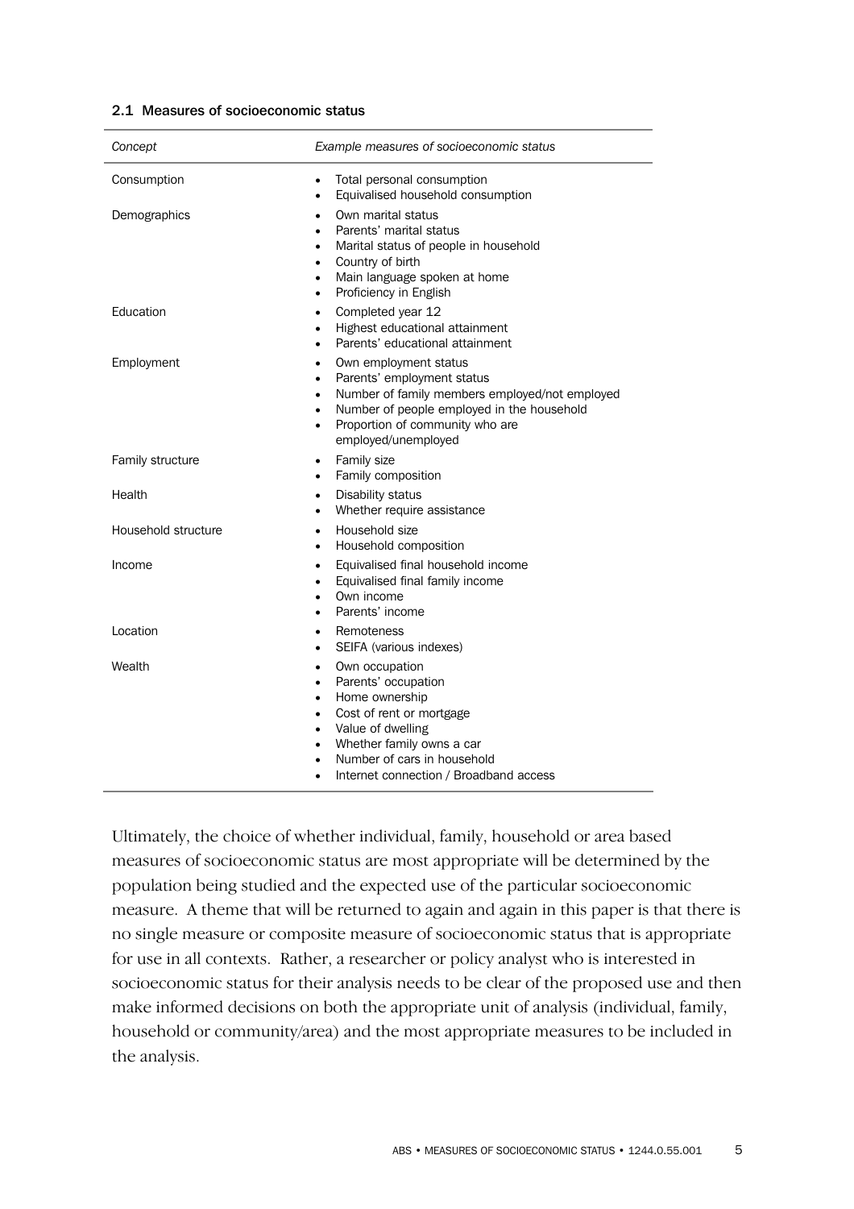#### 2.1 Measures of socioeconomic status

| *Concept* | *Example measures of socioeconomic status* |
|---|---|
| Consumption | • Total personal consumption<br>• Equivalised household consumption |
| Demographics | • Own marital status<br>• Parents' marital status<br>• Marital status of people in household<br>• Country of birth<br>• Main language spoken at home<br>• Proficiency in English |
| Education | • Completed year 12<br>• Highest educational attainment<br>• Parents' educational attainment |
| Employment | • Own employment status<br>• Parents' employment status<br>• Number of family members employed/not employed<br>• Number of people employed in the household<br>• Proportion of community who are employed/unemployed |
| Family structure | • Family size<br>• Family composition |
| Health | • Disability status<br>• Whether require assistance |
| Household structure | • Household size<br>• Household composition |
| Income | • Equivalised final household income<br>• Equivalised final family income<br>• Own income<br>• Parents' income |
| Location | • Remoteness<br>• SEIFA (various indexes) |
| Wealth | • Own occupation<br>• Parents' occupation<br>• Home ownership<br>• Cost of rent or mortgage<br>• Value of dwelling<br>• Whether family owns a car<br>• Number of cars in household<br>• Internet connection / Broadband access |

Ultimately, the choice of whether individual, family, household or area based measures of socioeconomic status are most appropriate will be determined by the population being studied and the expected use of the particular socioeconomic measure. A theme that will be returned to again and again in this paper is that there is no single measure or composite measure of socioeconomic status that is appropriate for use in all contexts. Rather, a researcher or policy analyst who is interested in socioeconomic status for their analysis needs to be clear of the proposed use and then make informed decisions on both the appropriate unit of analysis (individual, family, household or community/area) and the most appropriate measures to be included in the analysis.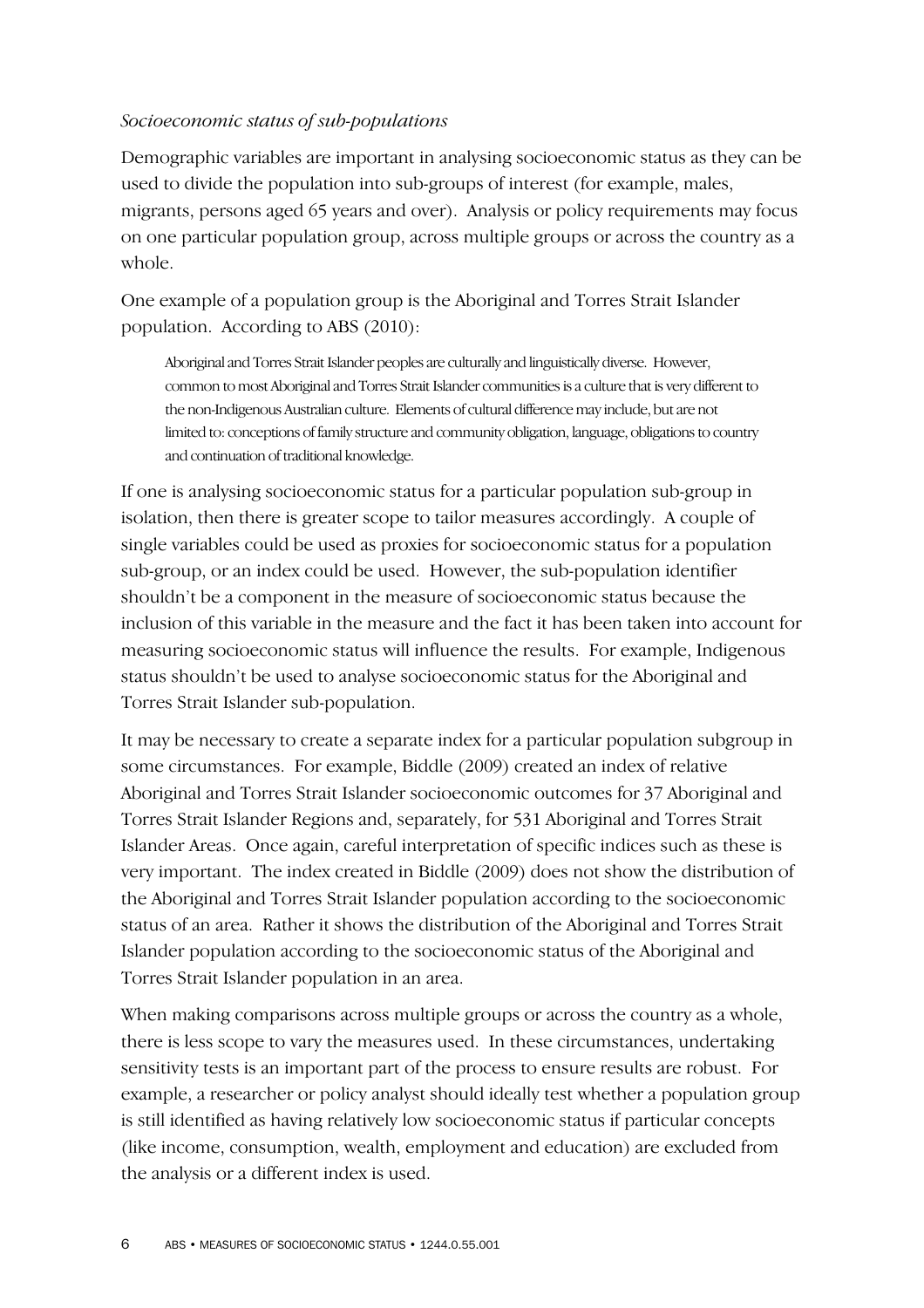*Socioeconomic status of sub-populations*

Demographic variables are important in analysing socioeconomic status as they can be used to divide the population into sub-groups of interest (for example, males, migrants, persons aged 65 years and over). Analysis or policy requirements may focus on one particular population group, across multiple groups or across the country as a whole.

One example of a population group is the Aboriginal and Torres Strait Islander population. According to ABS (2010):

> Aboriginal and Torres Strait Islander peoples are culturally and linguistically diverse. However, common to most Aboriginal and Torres Strait Islander communities is a culture that is very different to the non-Indigenous Australian culture. Elements of cultural difference may include, but are not limited to: conceptions of family structure and community obligation, language, obligations to country and continuation of traditional knowledge.

If one is analysing socioeconomic status for a particular population sub-group in isolation, then there is greater scope to tailor measures accordingly. A couple of single variables could be used as proxies for socioeconomic status for a population sub-group, or an index could be used. However, the sub-population identifier shouldn't be a component in the measure of socioeconomic status because the inclusion of this variable in the measure and the fact it has been taken into account for measuring socioeconomic status will influence the results. For example, Indigenous status shouldn't be used to analyse socioeconomic status for the Aboriginal and Torres Strait Islander sub-population.

It may be necessary to create a separate index for a particular population subgroup in some circumstances. For example, Biddle (2009) created an index of relative Aboriginal and Torres Strait Islander socioeconomic outcomes for 37 Aboriginal and Torres Strait Islander Regions and, separately, for 531 Aboriginal and Torres Strait Islander Areas. Once again, careful interpretation of specific indices such as these is very important. The index created in Biddle (2009) does not show the distribution of the Aboriginal and Torres Strait Islander population according to the socioeconomic status of an area. Rather it shows the distribution of the Aboriginal and Torres Strait Islander population according to the socioeconomic status of the Aboriginal and Torres Strait Islander population in an area.

When making comparisons across multiple groups or across the country as a whole, there is less scope to vary the measures used. In these circumstances, undertaking sensitivity tests is an important part of the process to ensure results are robust. For example, a researcher or policy analyst should ideally test whether a population group is still identified as having relatively low socioeconomic status if particular concepts (like income, consumption, wealth, employment and education) are excluded from the analysis or a different index is used.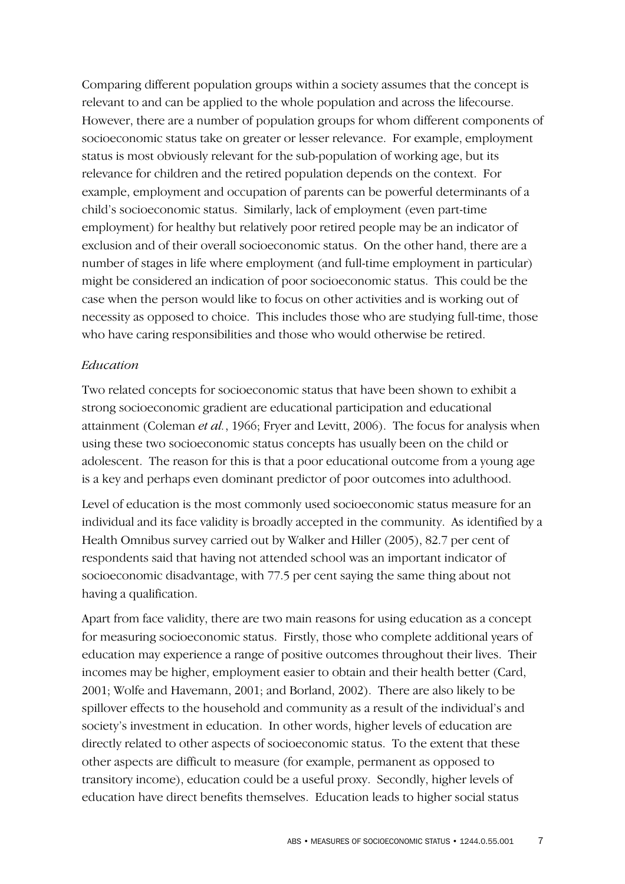Comparing different population groups within a society assumes that the concept is relevant to and can be applied to the whole population and across the lifecourse. However, there are a number of population groups for whom different components of socioeconomic status take on greater or lesser relevance. For example, employment status is most obviously relevant for the sub-population of working age, but its relevance for children and the retired population depends on the context. For example, employment and occupation of parents can be powerful determinants of a child's socioeconomic status. Similarly, lack of employment (even part-time employment) for healthy but relatively poor retired people may be an indicator of exclusion and of their overall socioeconomic status. On the other hand, there are a number of stages in life where employment (and full-time employment in particular) might be considered an indication of poor socioeconomic status. This could be the case when the person would like to focus on other activities and is working out of necessity as opposed to choice. This includes those who are studying full-time, those who have caring responsibilities and those who would otherwise be retired.

*Education*

Two related concepts for socioeconomic status that have been shown to exhibit a strong socioeconomic gradient are educational participation and educational attainment (Coleman *et al.*, 1966; Fryer and Levitt, 2006). The focus for analysis when using these two socioeconomic status concepts has usually been on the child or adolescent. The reason for this is that a poor educational outcome from a young age is a key and perhaps even dominant predictor of poor outcomes into adulthood.

Level of education is the most commonly used socioeconomic status measure for an individual and its face validity is broadly accepted in the community. As identified by a Health Omnibus survey carried out by Walker and Hiller (2005), 82.7 per cent of respondents said that having not attended school was an important indicator of socioeconomic disadvantage, with 77.5 per cent saying the same thing about not having a qualification.

Apart from face validity, there are two main reasons for using education as a concept for measuring socioeconomic status. Firstly, those who complete additional years of education may experience a range of positive outcomes throughout their lives. Their incomes may be higher, employment easier to obtain and their health better (Card, 2001; Wolfe and Havemann, 2001; and Borland, 2002). There are also likely to be spillover effects to the household and community as a result of the individual's and society's investment in education. In other words, higher levels of education are directly related to other aspects of socioeconomic status. To the extent that these other aspects are difficult to measure (for example, permanent as opposed to transitory income), education could be a useful proxy. Secondly, higher levels of education have direct benefits themselves. Education leads to higher social status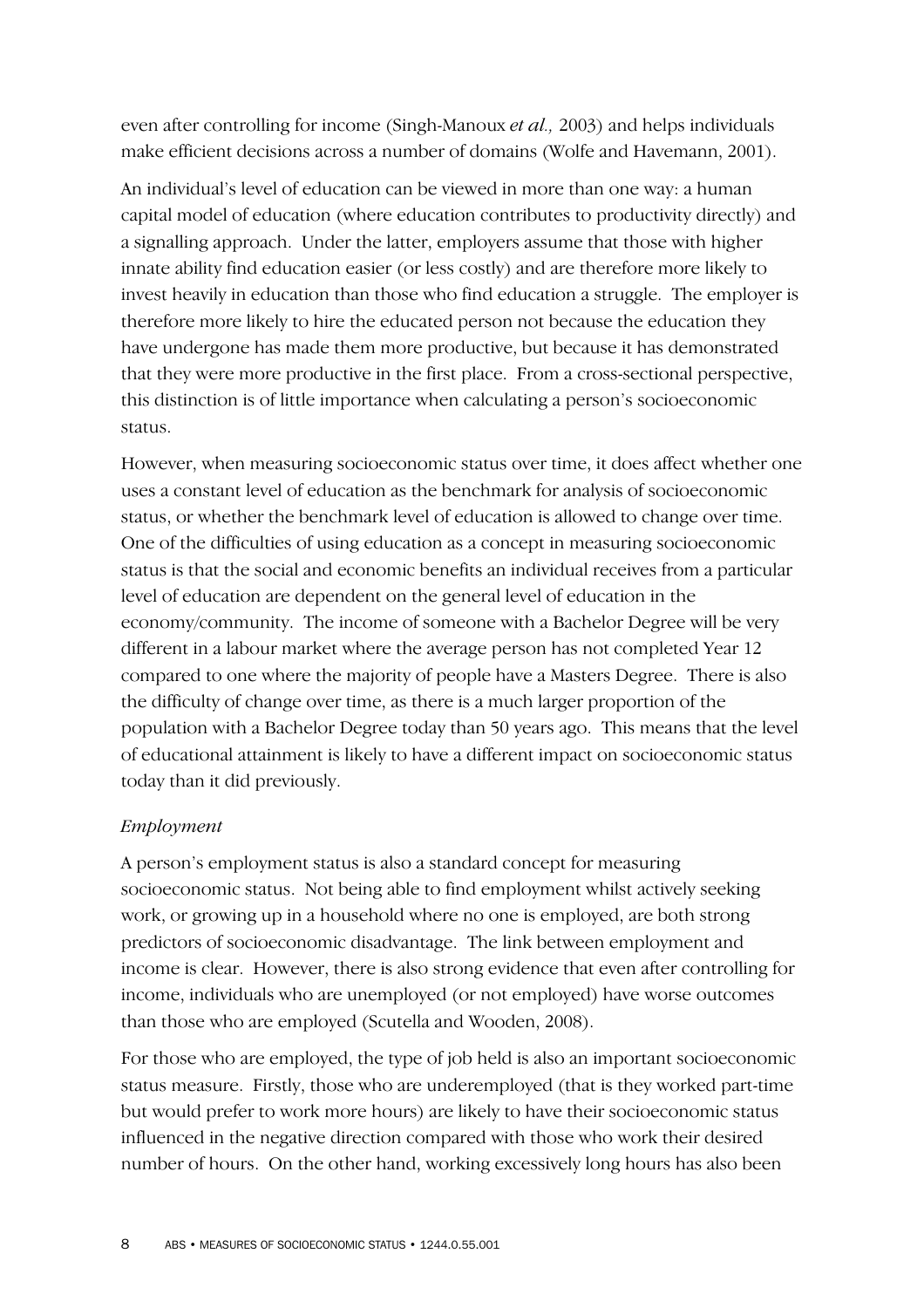even after controlling for income (Singh-Manoux *et al.,* 2003) and helps individuals make efficient decisions across a number of domains (Wolfe and Havemann, 2001).

An individual's level of education can be viewed in more than one way: a human capital model of education (where education contributes to productivity directly) and a signalling approach. Under the latter, employers assume that those with higher innate ability find education easier (or less costly) and are therefore more likely to invest heavily in education than those who find education a struggle. The employer is therefore more likely to hire the educated person not because the education they have undergone has made them more productive, but because it has demonstrated that they were more productive in the first place. From a cross-sectional perspective, this distinction is of little importance when calculating a person's socioeconomic status.

However, when measuring socioeconomic status over time, it does affect whether one uses a constant level of education as the benchmark for analysis of socioeconomic status, or whether the benchmark level of education is allowed to change over time. One of the difficulties of using education as a concept in measuring socioeconomic status is that the social and economic benefits an individual receives from a particular level of education are dependent on the general level of education in the economy/community. The income of someone with a Bachelor Degree will be very different in a labour market where the average person has not completed Year 12 compared to one where the majority of people have a Masters Degree. There is also the difficulty of change over time, as there is a much larger proportion of the population with a Bachelor Degree today than 50 years ago. This means that the level of educational attainment is likely to have a different impact on socioeconomic status today than it did previously.

*Employment*

A person's employment status is also a standard concept for measuring socioeconomic status. Not being able to find employment whilst actively seeking work, or growing up in a household where no one is employed, are both strong predictors of socioeconomic disadvantage. The link between employment and income is clear. However, there is also strong evidence that even after controlling for income, individuals who are unemployed (or not employed) have worse outcomes than those who are employed (Scutella and Wooden, 2008).

For those who are employed, the type of job held is also an important socioeconomic status measure. Firstly, those who are underemployed (that is they worked part-time but would prefer to work more hours) are likely to have their socioeconomic status influenced in the negative direction compared with those who work their desired number of hours. On the other hand, working excessively long hours has also been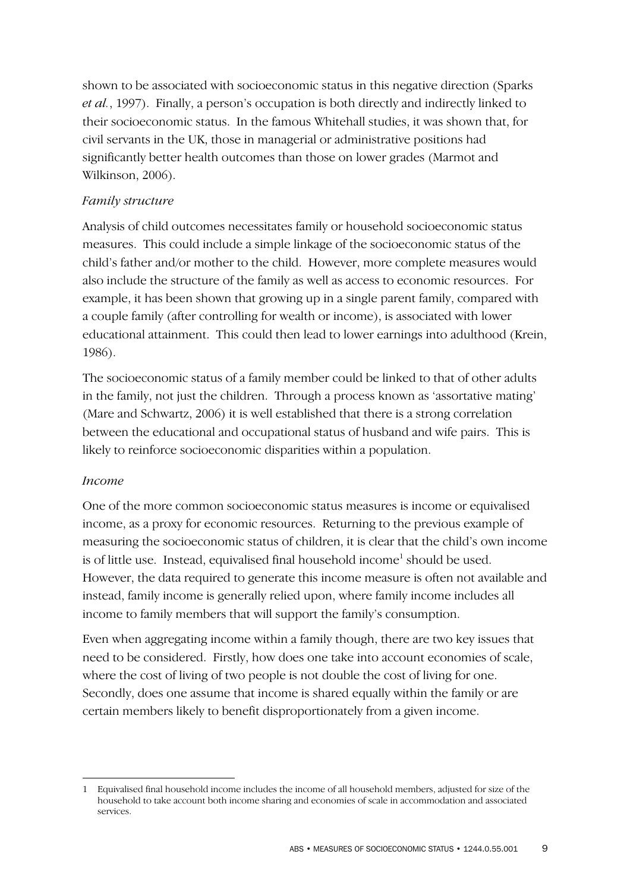shown to be associated with socioeconomic status in this negative direction (Sparks *et al.*, 1997). Finally, a person's occupation is both directly and indirectly linked to their socioeconomic status. In the famous Whitehall studies, it was shown that, for civil servants in the UK, those in managerial or administrative positions had significantly better health outcomes than those on lower grades (Marmot and Wilkinson, 2006).

*Family structure*

Analysis of child outcomes necessitates family or household socioeconomic status measures. This could include a simple linkage of the socioeconomic status of the child's father and/or mother to the child. However, more complete measures would also include the structure of the family as well as access to economic resources. For example, it has been shown that growing up in a single parent family, compared with a couple family (after controlling for wealth or income), is associated with lower educational attainment. This could then lead to lower earnings into adulthood (Krein, 1986).

The socioeconomic status of a family member could be linked to that of other adults in the family, not just the children. Through a process known as 'assortative mating' (Mare and Schwartz, 2006) it is well established that there is a strong correlation between the educational and occupational status of husband and wife pairs. This is likely to reinforce socioeconomic disparities within a population.

*Income*

One of the more common socioeconomic status measures is income or equivalised income, as a proxy for economic resources. Returning to the previous example of measuring the socioeconomic status of children, it is clear that the child's own income is of little use. Instead, equivalised final household income[1] should be used. However, the data required to generate this income measure is often not available and instead, family income is generally relied upon, where family income includes all income to family members that will support the family's consumption.

Even when aggregating income within a family though, there are two key issues that need to be considered. Firstly, how does one take into account economies of scale, where the cost of living of two people is not double the cost of living for one. Secondly, does one assume that income is shared equally within the family or are certain members likely to benefit disproportionately from a given income.

---

1 Equivalised final household income includes the income of all household members, adjusted for size of the household to take account both income sharing and economies of scale in accommodation and associated services.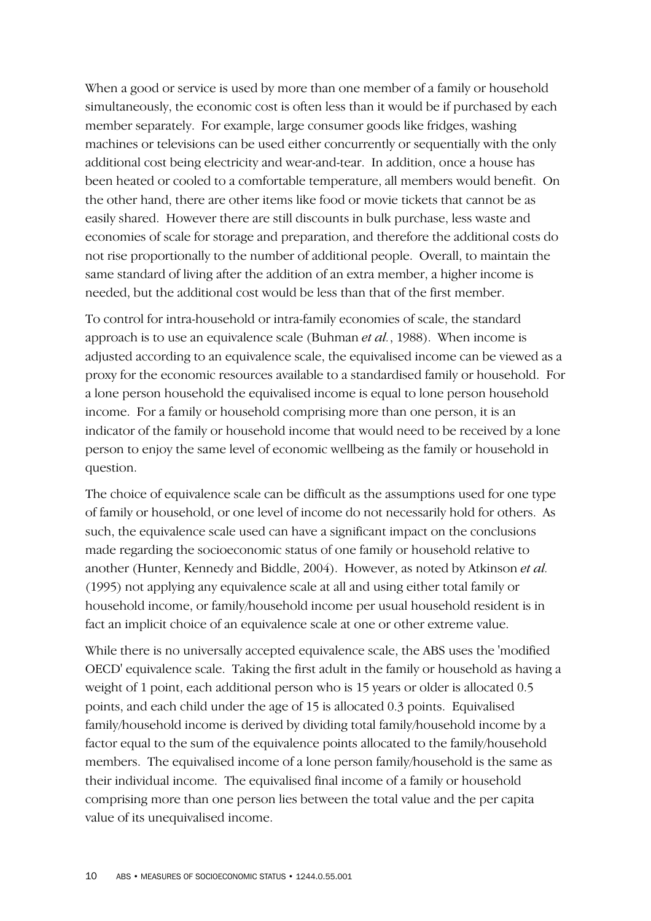When a good or service is used by more than one member of a family or household simultaneously, the economic cost is often less than it would be if purchased by each member separately. For example, large consumer goods like fridges, washing machines or televisions can be used either concurrently or sequentially with the only additional cost being electricity and wear-and-tear. In addition, once a house has been heated or cooled to a comfortable temperature, all members would benefit. On the other hand, there are other items like food or movie tickets that cannot be as easily shared. However there are still discounts in bulk purchase, less waste and economies of scale for storage and preparation, and therefore the additional costs do not rise proportionally to the number of additional people. Overall, to maintain the same standard of living after the addition of an extra member, a higher income is needed, but the additional cost would be less than that of the first member.

To control for intra-household or intra-family economies of scale, the standard approach is to use an equivalence scale (Buhman *et al.*, 1988). When income is adjusted according to an equivalence scale, the equivalised income can be viewed as a proxy for the economic resources available to a standardised family or household. For a lone person household the equivalised income is equal to lone person household income. For a family or household comprising more than one person, it is an indicator of the family or household income that would need to be received by a lone person to enjoy the same level of economic wellbeing as the family or household in question.

The choice of equivalence scale can be difficult as the assumptions used for one type of family or household, or one level of income do not necessarily hold for others. As such, the equivalence scale used can have a significant impact on the conclusions made regarding the socioeconomic status of one family or household relative to another (Hunter, Kennedy and Biddle, 2004). However, as noted by Atkinson *et al.* (1995) not applying any equivalence scale at all and using either total family or household income, or family/household income per usual household resident is in fact an implicit choice of an equivalence scale at one or other extreme value.

While there is no universally accepted equivalence scale, the ABS uses the 'modified OECD' equivalence scale. Taking the first adult in the family or household as having a weight of 1 point, each additional person who is 15 years or older is allocated 0.5 points, and each child under the age of 15 is allocated 0.3 points. Equivalised family/household income is derived by dividing total family/household income by a factor equal to the sum of the equivalence points allocated to the family/household members. The equivalised income of a lone person family/household is the same as their individual income. The equivalised final income of a family or household comprising more than one person lies between the total value and the per capita value of its unequivalised income.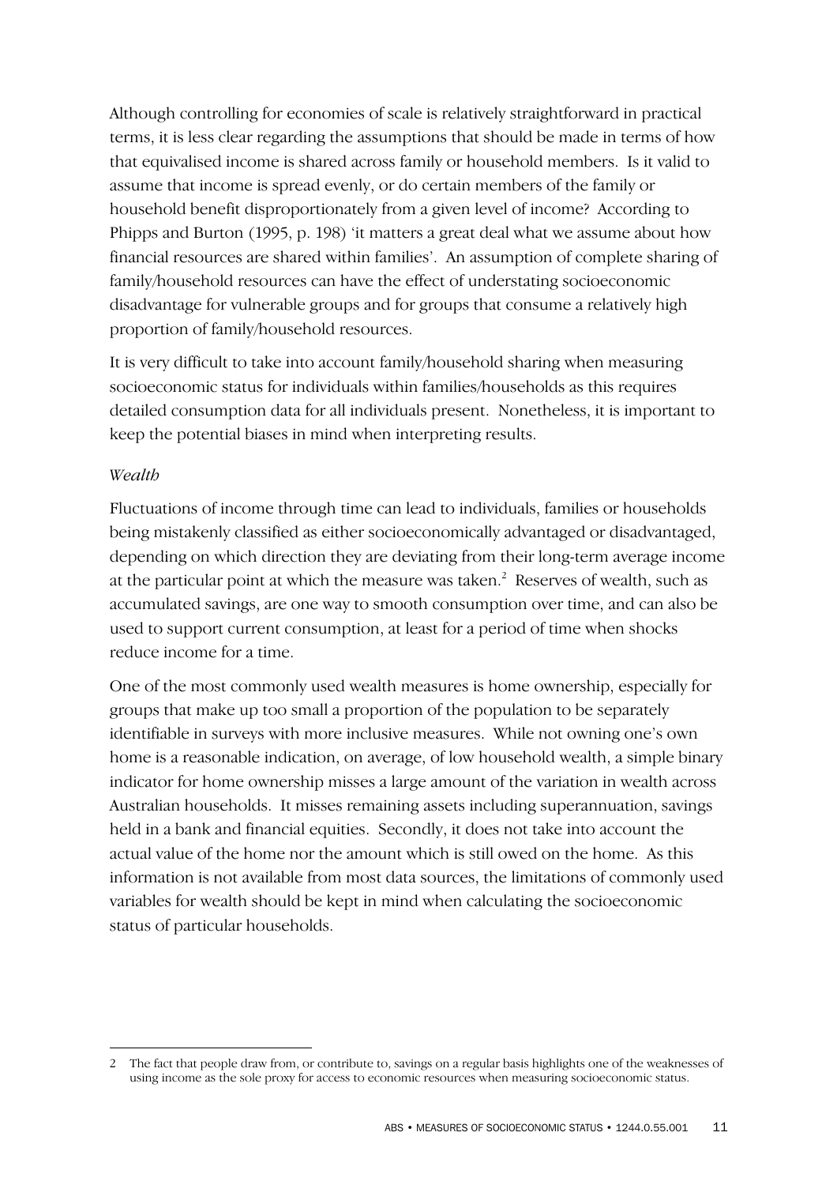Although controlling for economies of scale is relatively straightforward in practical terms, it is less clear regarding the assumptions that should be made in terms of how that equivalised income is shared across family or household members. Is it valid to assume that income is spread evenly, or do certain members of the family or household benefit disproportionately from a given level of income? According to Phipps and Burton (1995, p. 198) 'it matters a great deal what we assume about how financial resources are shared within families'. An assumption of complete sharing of family/household resources can have the effect of understating socioeconomic disadvantage for vulnerable groups and for groups that consume a relatively high proportion of family/household resources.

It is very difficult to take into account family/household sharing when measuring socioeconomic status for individuals within families/households as this requires detailed consumption data for all individuals present. Nonetheless, it is important to keep the potential biases in mind when interpreting results.

*Wealth*

Fluctuations of income through time can lead to individuals, families or households being mistakenly classified as either socioeconomically advantaged or disadvantaged, depending on which direction they are deviating from their long-term average income at the particular point at which the measure was taken.[2] Reserves of wealth, such as accumulated savings, are one way to smooth consumption over time, and can also be used to support current consumption, at least for a period of time when shocks reduce income for a time.

One of the most commonly used wealth measures is home ownership, especially for groups that make up too small a proportion of the population to be separately identifiable in surveys with more inclusive measures. While not owning one's own home is a reasonable indication, on average, of low household wealth, a simple binary indicator for home ownership misses a large amount of the variation in wealth across Australian households. It misses remaining assets including superannuation, savings held in a bank and financial equities. Secondly, it does not take into account the actual value of the home nor the amount which is still owed on the home. As this information is not available from most data sources, the limitations of commonly used variables for wealth should be kept in mind when calculating the socioeconomic status of particular households.

---

2 The fact that people draw from, or contribute to, savings on a regular basis highlights one of the weaknesses of using income as the sole proxy for access to economic resources when measuring socioeconomic status.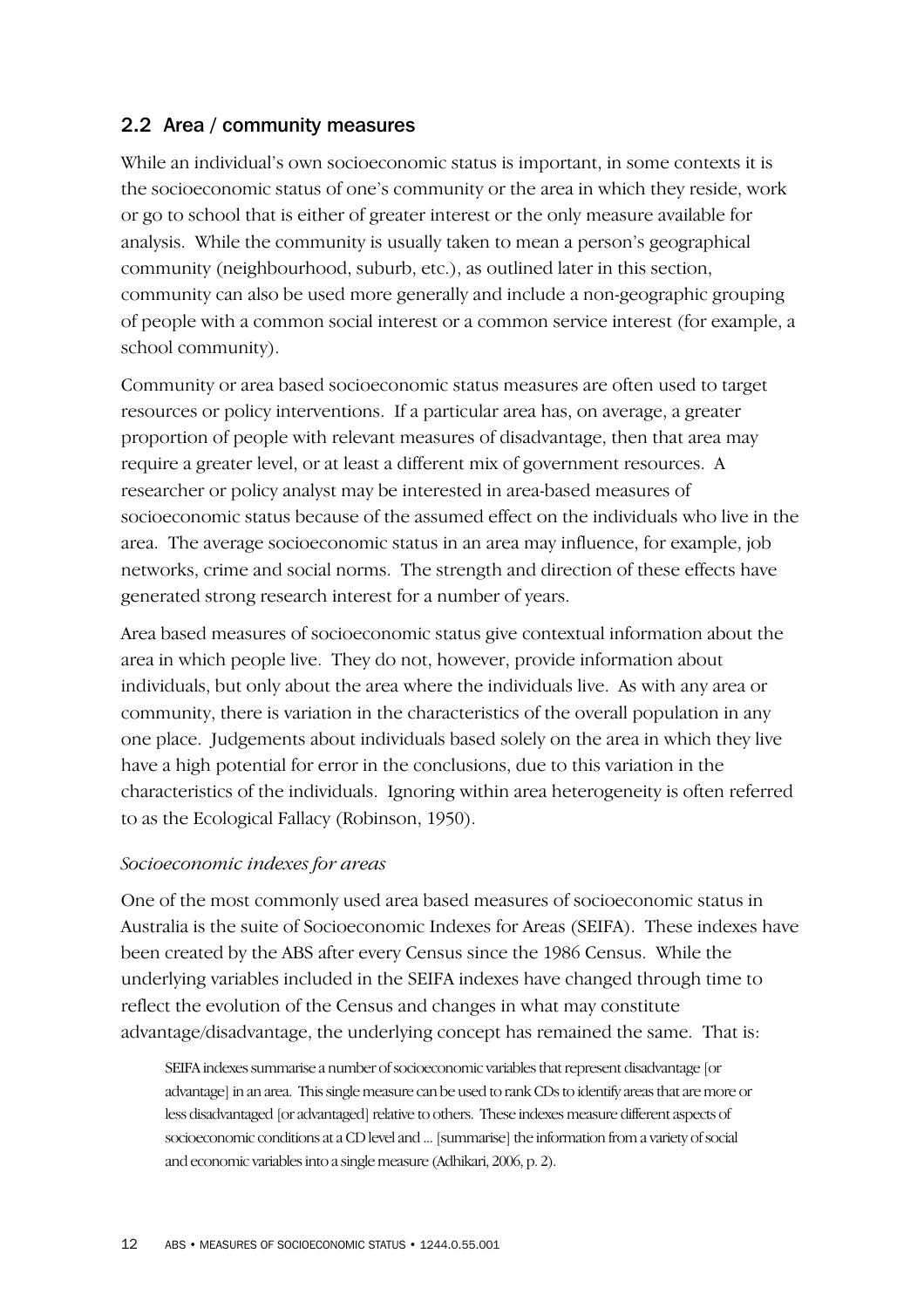## 2.2 Area / community measures

While an individual's own socioeconomic status is important, in some contexts it is the socioeconomic status of one's community or the area in which they reside, work or go to school that is either of greater interest or the only measure available for analysis. While the community is usually taken to mean a person's geographical community (neighbourhood, suburb, etc.), as outlined later in this section, community can also be used more generally and include a non-geographic grouping of people with a common social interest or a common service interest (for example, a school community).

Community or area based socioeconomic status measures are often used to target resources or policy interventions. If a particular area has, on average, a greater proportion of people with relevant measures of disadvantage, then that area may require a greater level, or at least a different mix of government resources. A researcher or policy analyst may be interested in area-based measures of socioeconomic status because of the assumed effect on the individuals who live in the area. The average socioeconomic status in an area may influence, for example, job networks, crime and social norms. The strength and direction of these effects have generated strong research interest for a number of years.

Area based measures of socioeconomic status give contextual information about the area in which people live. They do not, however, provide information about individuals, but only about the area where the individuals live. As with any area or community, there is variation in the characteristics of the overall population in any one place. Judgements about individuals based solely on the area in which they live have a high potential for error in the conclusions, due to this variation in the characteristics of the individuals. Ignoring within area heterogeneity is often referred to as the Ecological Fallacy (Robinson, 1950).

*Socioeconomic indexes for areas*

One of the most commonly used area based measures of socioeconomic status in Australia is the suite of Socioeconomic Indexes for Areas (SEIFA). These indexes have been created by the ABS after every Census since the 1986 Census. While the underlying variables included in the SEIFA indexes have changed through time to reflect the evolution of the Census and changes in what may constitute advantage/disadvantage, the underlying concept has remained the same. That is:

> SEIFA indexes summarise a number of socioeconomic variables that represent disadvantage [or advantage] in an area. This single measure can be used to rank CDs to identify areas that are more or less disadvantaged [or advantaged] relative to others. These indexes measure different aspects of socioeconomic conditions at a CD level and ... [summarise] the information from a variety of social and economic variables into a single measure (Adhikari, 2006, p. 2).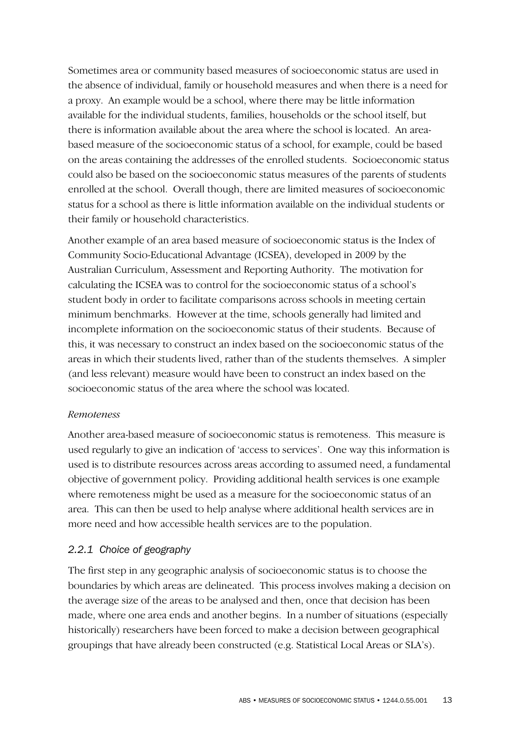Sometimes area or community based measures of socioeconomic status are used in the absence of individual, family or household measures and when there is a need for a proxy. An example would be a school, where there may be little information available for the individual students, families, households or the school itself, but there is information available about the area where the school is located. An area-based measure of the socioeconomic status of a school, for example, could be based on the areas containing the addresses of the enrolled students. Socioeconomic status could also be based on the socioeconomic status measures of the parents of students enrolled at the school. Overall though, there are limited measures of socioeconomic status for a school as there is little information available on the individual students or their family or household characteristics.

Another example of an area based measure of socioeconomic status is the Index of Community Socio-Educational Advantage (ICSEA), developed in 2009 by the Australian Curriculum, Assessment and Reporting Authority. The motivation for calculating the ICSEA was to control for the socioeconomic status of a school's student body in order to facilitate comparisons across schools in meeting certain minimum benchmarks. However at the time, schools generally had limited and incomplete information on the socioeconomic status of their students. Because of this, it was necessary to construct an index based on the socioeconomic status of the areas in which their students lived, rather than of the students themselves. A simpler (and less relevant) measure would have been to construct an index based on the socioeconomic status of the area where the school was located.

*Remoteness*

Another area-based measure of socioeconomic status is remoteness. This measure is used regularly to give an indication of 'access to services'. One way this information is used is to distribute resources across areas according to assumed need, a fundamental objective of government policy. Providing additional health services is one example where remoteness might be used as a measure for the socioeconomic status of an area. This can then be used to help analyse where additional health services are in more need and how accessible health services are to the population.

### *2.2.1 Choice of geography*

The first step in any geographic analysis of socioeconomic status is to choose the boundaries by which areas are delineated. This process involves making a decision on the average size of the areas to be analysed and then, once that decision has been made, where one area ends and another begins. In a number of situations (especially historically) researchers have been forced to make a decision between geographical groupings that have already been constructed (e.g. Statistical Local Areas or SLA's).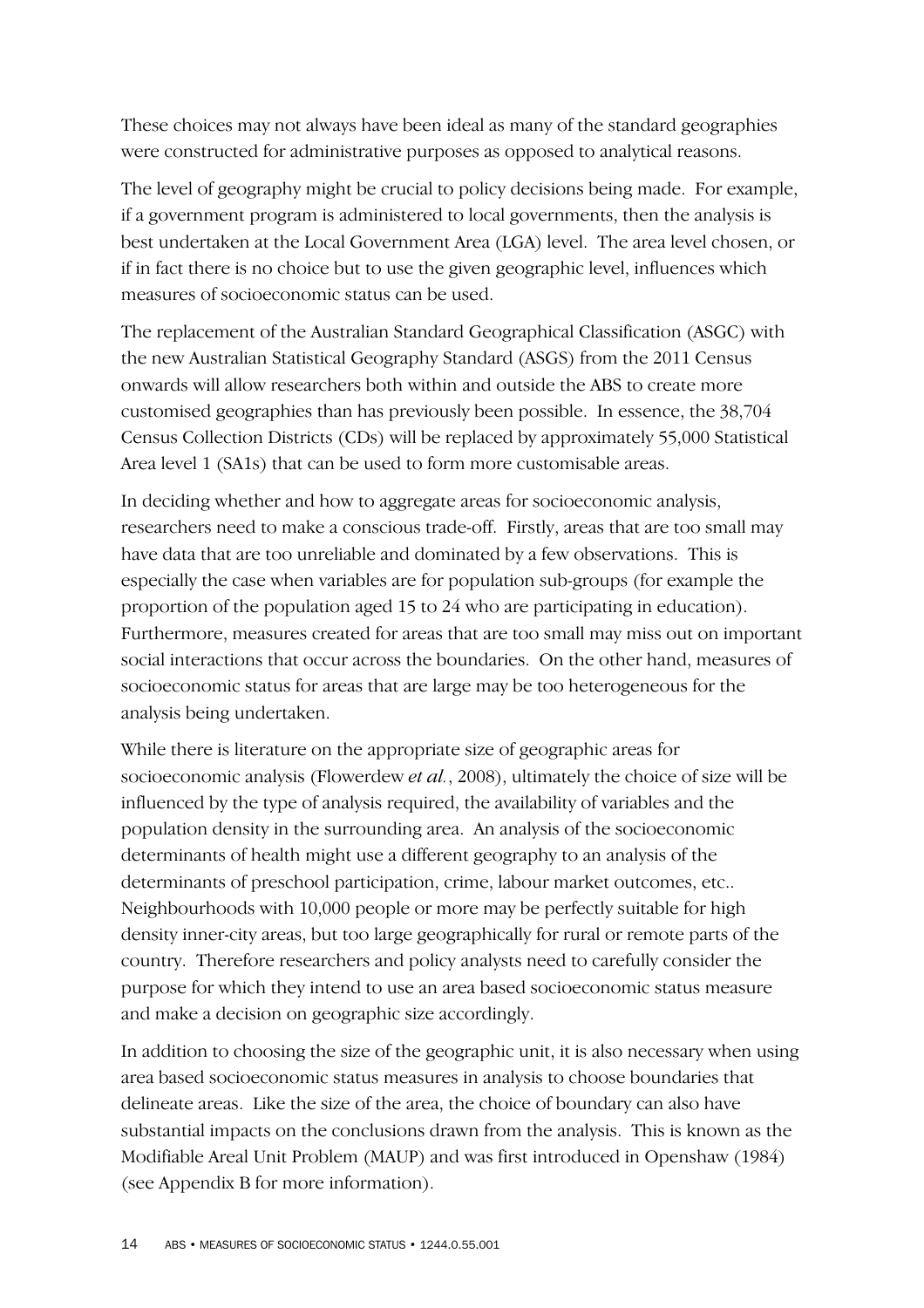These choices may not always have been ideal as many of the standard geographies were constructed for administrative purposes as opposed to analytical reasons.

The level of geography might be crucial to policy decisions being made. For example, if a government program is administered to local governments, then the analysis is best undertaken at the Local Government Area (LGA) level. The area level chosen, or if in fact there is no choice but to use the given geographic level, influences which measures of socioeconomic status can be used.

The replacement of the Australian Standard Geographical Classification (ASGC) with the new Australian Statistical Geography Standard (ASGS) from the 2011 Census onwards will allow researchers both within and outside the ABS to create more customised geographies than has previously been possible. In essence, the 38,704 Census Collection Districts (CDs) will be replaced by approximately 55,000 Statistical Area level 1 (SA1s) that can be used to form more customisable areas.

In deciding whether and how to aggregate areas for socioeconomic analysis, researchers need to make a conscious trade-off. Firstly, areas that are too small may have data that are too unreliable and dominated by a few observations. This is especially the case when variables are for population sub-groups (for example the proportion of the population aged 15 to 24 who are participating in education). Furthermore, measures created for areas that are too small may miss out on important social interactions that occur across the boundaries. On the other hand, measures of socioeconomic status for areas that are large may be too heterogeneous for the analysis being undertaken.

While there is literature on the appropriate size of geographic areas for socioeconomic analysis (Flowerdew *et al.*, 2008), ultimately the choice of size will be influenced by the type of analysis required, the availability of variables and the population density in the surrounding area. An analysis of the socioeconomic determinants of health might use a different geography to an analysis of the determinants of preschool participation, crime, labour market outcomes, etc.. Neighbourhoods with 10,000 people or more may be perfectly suitable for high density inner-city areas, but too large geographically for rural or remote parts of the country. Therefore researchers and policy analysts need to carefully consider the purpose for which they intend to use an area based socioeconomic status measure and make a decision on geographic size accordingly.

In addition to choosing the size of the geographic unit, it is also necessary when using area based socioeconomic status measures in analysis to choose boundaries that delineate areas. Like the size of the area, the choice of boundary can also have substantial impacts on the conclusions drawn from the analysis. This is known as the Modifiable Areal Unit Problem (MAUP) and was first introduced in Openshaw (1984) (see Appendix B for more information).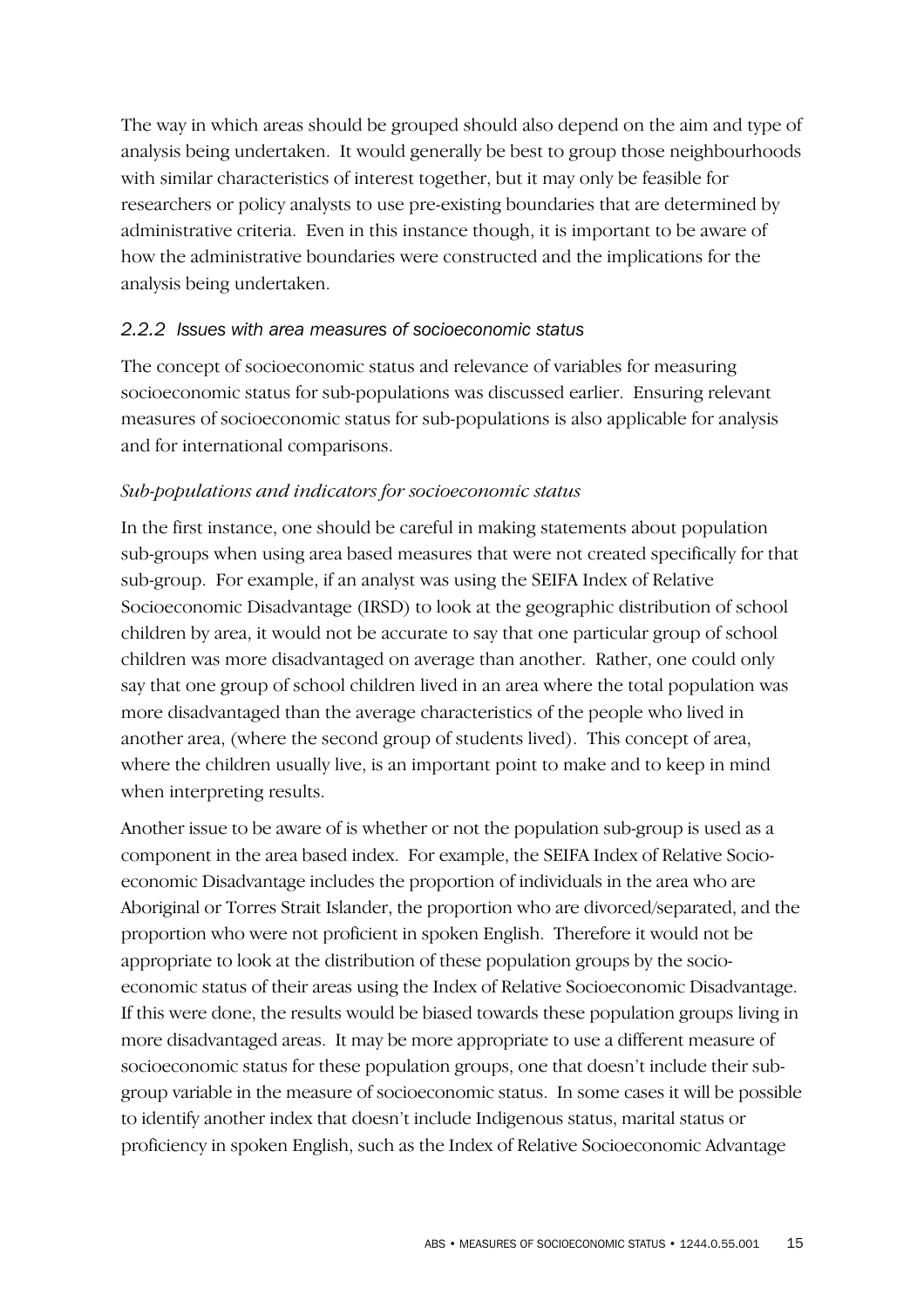The way in which areas should be grouped should also depend on the aim and type of analysis being undertaken. It would generally be best to group those neighbourhoods with similar characteristics of interest together, but it may only be feasible for researchers or policy analysts to use pre-existing boundaries that are determined by administrative criteria. Even in this instance though, it is important to be aware of how the administrative boundaries were constructed and the implications for the analysis being undertaken.

### *2.2.2 Issues with area measures of socioeconomic status*

The concept of socioeconomic status and relevance of variables for measuring socioeconomic status for sub-populations was discussed earlier. Ensuring relevant measures of socioeconomic status for sub-populations is also applicable for analysis and for international comparisons.

#### *Sub-populations and indicators for socioeconomic status*

In the first instance, one should be careful in making statements about population sub-groups when using area based measures that were not created specifically for that sub-group. For example, if an analyst was using the SEIFA Index of Relative Socioeconomic Disadvantage (IRSD) to look at the geographic distribution of school children by area, it would not be accurate to say that one particular group of school children was more disadvantaged on average than another. Rather, one could only say that one group of school children lived in an area where the total population was more disadvantaged than the average characteristics of the people who lived in another area, (where the second group of students lived). This concept of area, where the children usually live, is an important point to make and to keep in mind when interpreting results.

Another issue to be aware of is whether or not the population sub-group is used as a component in the area based index. For example, the SEIFA Index of Relative Socio-economic Disadvantage includes the proportion of individuals in the area who are Aboriginal or Torres Strait Islander, the proportion who are divorced/separated, and the proportion who were not proficient in spoken English. Therefore it would not be appropriate to look at the distribution of these population groups by the socio-economic status of their areas using the Index of Relative Socioeconomic Disadvantage. If this were done, the results would be biased towards these population groups living in more disadvantaged areas. It may be more appropriate to use a different measure of socioeconomic status for these population groups, one that doesn't include their sub-group variable in the measure of socioeconomic status. In some cases it will be possible to identify another index that doesn't include Indigenous status, marital status or proficiency in spoken English, such as the Index of Relative Socioeconomic Advantage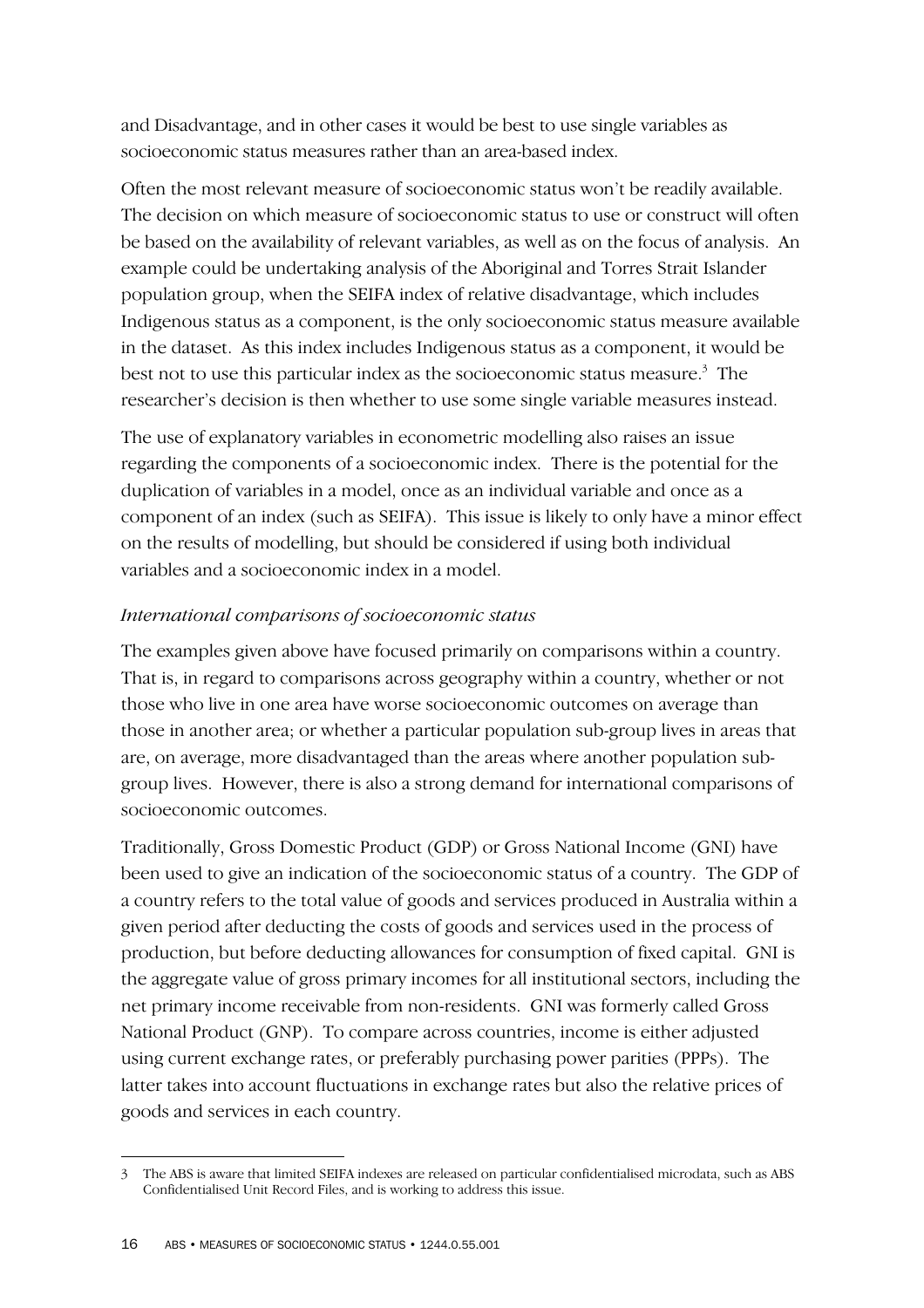and Disadvantage, and in other cases it would be best to use single variables as socioeconomic status measures rather than an area-based index.

Often the most relevant measure of socioeconomic status won't be readily available. The decision on which measure of socioeconomic status to use or construct will often be based on the availability of relevant variables, as well as on the focus of analysis. An example could be undertaking analysis of the Aboriginal and Torres Strait Islander population group, when the SEIFA index of relative disadvantage, which includes Indigenous status as a component, is the only socioeconomic status measure available in the dataset. As this index includes Indigenous status as a component, it would be best not to use this particular index as the socioeconomic status measure.[3] The researcher's decision is then whether to use some single variable measures instead.

The use of explanatory variables in econometric modelling also raises an issue regarding the components of a socioeconomic index. There is the potential for the duplication of variables in a model, once as an individual variable and once as a component of an index (such as SEIFA). This issue is likely to only have a minor effect on the results of modelling, but should be considered if using both individual variables and a socioeconomic index in a model.

*International comparisons of socioeconomic status*

The examples given above have focused primarily on comparisons within a country. That is, in regard to comparisons across geography within a country, whether or not those who live in one area have worse socioeconomic outcomes on average than those in another area; or whether a particular population sub-group lives in areas that are, on average, more disadvantaged than the areas where another population sub-group lives. However, there is also a strong demand for international comparisons of socioeconomic outcomes.

Traditionally, Gross Domestic Product (GDP) or Gross National Income (GNI) have been used to give an indication of the socioeconomic status of a country. The GDP of a country refers to the total value of goods and services produced in Australia within a given period after deducting the costs of goods and services used in the process of production, but before deducting allowances for consumption of fixed capital. GNI is the aggregate value of gross primary incomes for all institutional sectors, including the net primary income receivable from non-residents. GNI was formerly called Gross National Product (GNP). To compare across countries, income is either adjusted using current exchange rates, or preferably purchasing power parities (PPPs). The latter takes into account fluctuations in exchange rates but also the relative prices of goods and services in each country.

---

3 The ABS is aware that limited SEIFA indexes are released on particular confidentialised microdata, such as ABS Confidentialised Unit Record Files, and is working to address this issue.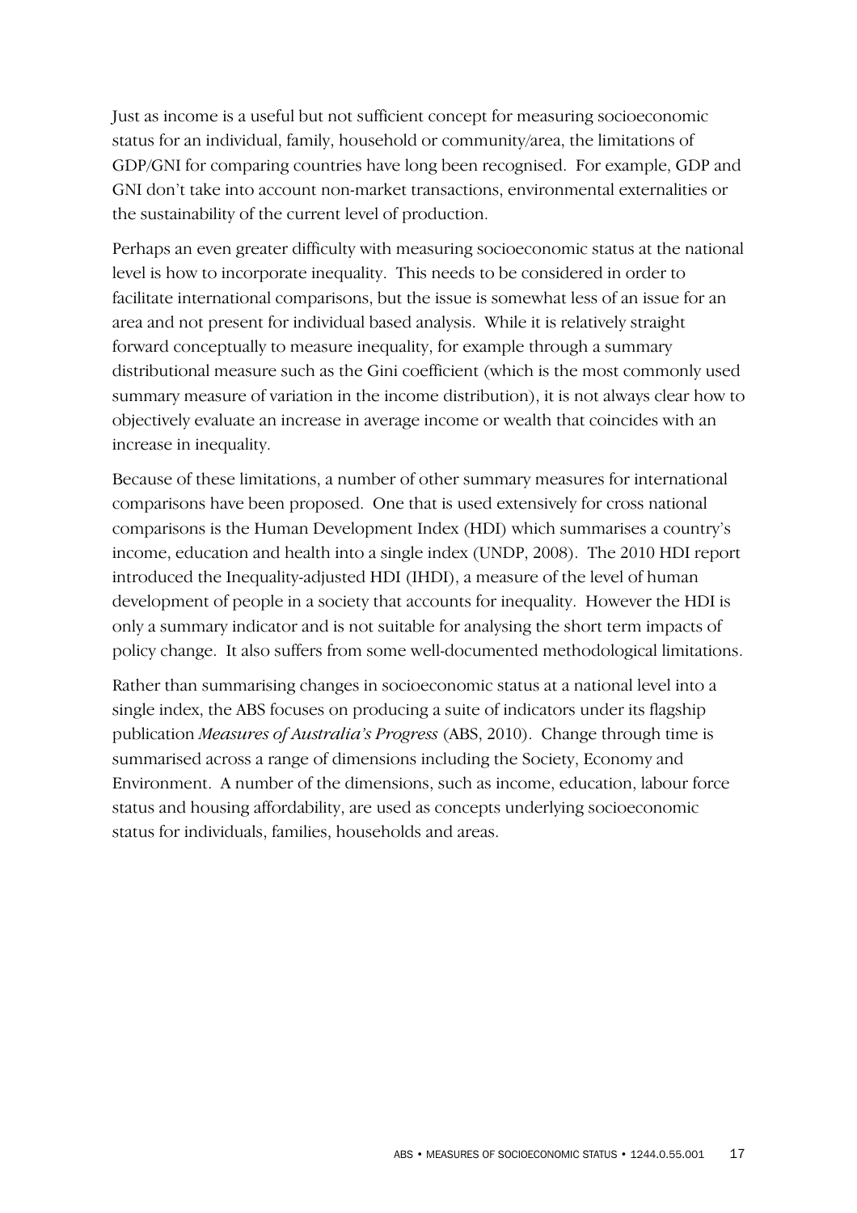Just as income is a useful but not sufficient concept for measuring socioeconomic status for an individual, family, household or community/area, the limitations of GDP/GNI for comparing countries have long been recognised. For example, GDP and GNI don't take into account non-market transactions, environmental externalities or the sustainability of the current level of production.

Perhaps an even greater difficulty with measuring socioeconomic status at the national level is how to incorporate inequality. This needs to be considered in order to facilitate international comparisons, but the issue is somewhat less of an issue for an area and not present for individual based analysis. While it is relatively straight forward conceptually to measure inequality, for example through a summary distributional measure such as the Gini coefficient (which is the most commonly used summary measure of variation in the income distribution), it is not always clear how to objectively evaluate an increase in average income or wealth that coincides with an increase in inequality.

Because of these limitations, a number of other summary measures for international comparisons have been proposed. One that is used extensively for cross national comparisons is the Human Development Index (HDI) which summarises a country's income, education and health into a single index (UNDP, 2008). The 2010 HDI report introduced the Inequality-adjusted HDI (IHDI), a measure of the level of human development of people in a society that accounts for inequality. However the HDI is only a summary indicator and is not suitable for analysing the short term impacts of policy change. It also suffers from some well-documented methodological limitations.

Rather than summarising changes in socioeconomic status at a national level into a single index, the ABS focuses on producing a suite of indicators under its flagship publication *Measures of Australia's Progress* (ABS, 2010). Change through time is summarised across a range of dimensions including the Society, Economy and Environment. A number of the dimensions, such as income, education, labour force status and housing affordability, are used as concepts underlying socioeconomic status for individuals, families, households and areas.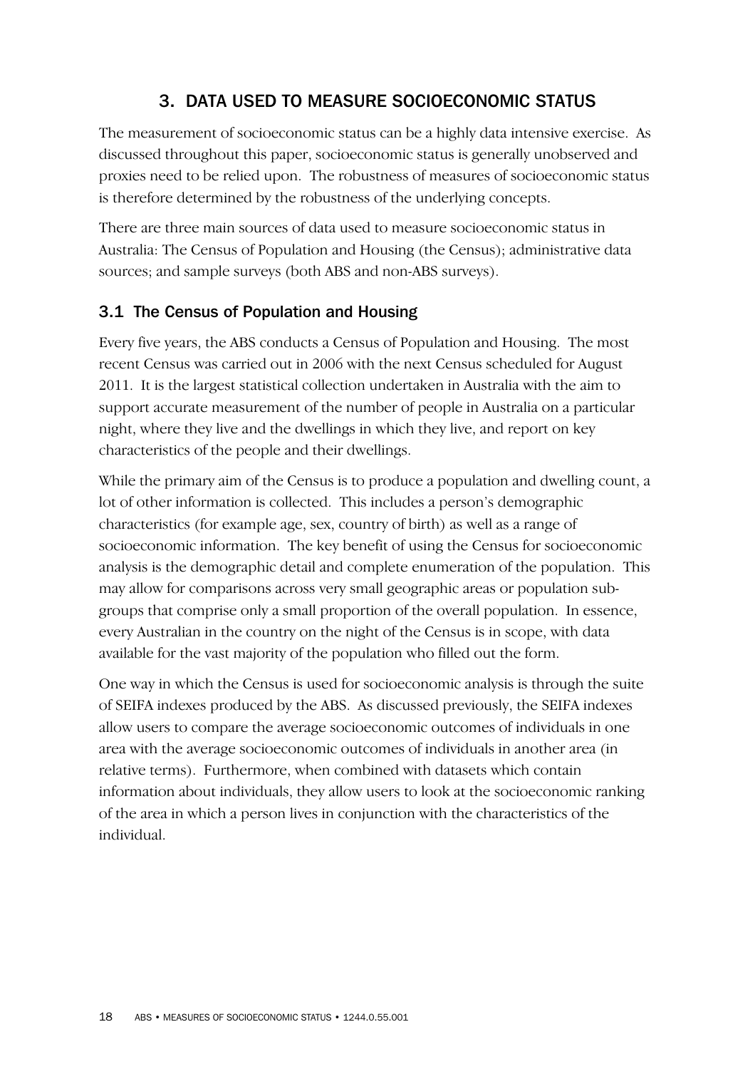# 3. DATA USED TO MEASURE SOCIOECONOMIC STATUS

The measurement of socioeconomic status can be a highly data intensive exercise. As discussed throughout this paper, socioeconomic status is generally unobserved and proxies need to be relied upon. The robustness of measures of socioeconomic status is therefore determined by the robustness of the underlying concepts.

There are three main sources of data used to measure socioeconomic status in Australia: The Census of Population and Housing (the Census); administrative data sources; and sample surveys (both ABS and non-ABS surveys).

## 3.1 The Census of Population and Housing

Every five years, the ABS conducts a Census of Population and Housing. The most recent Census was carried out in 2006 with the next Census scheduled for August 2011. It is the largest statistical collection undertaken in Australia with the aim to support accurate measurement of the number of people in Australia on a particular night, where they live and the dwellings in which they live, and report on key characteristics of the people and their dwellings.

While the primary aim of the Census is to produce a population and dwelling count, a lot of other information is collected. This includes a person's demographic characteristics (for example age, sex, country of birth) as well as a range of socioeconomic information. The key benefit of using the Census for socioeconomic analysis is the demographic detail and complete enumeration of the population. This may allow for comparisons across very small geographic areas or population sub-groups that comprise only a small proportion of the overall population. In essence, every Australian in the country on the night of the Census is in scope, with data available for the vast majority of the population who filled out the form.

One way in which the Census is used for socioeconomic analysis is through the suite of SEIFA indexes produced by the ABS. As discussed previously, the SEIFA indexes allow users to compare the average socioeconomic outcomes of individuals in one area with the average socioeconomic outcomes of individuals in another area (in relative terms). Furthermore, when combined with datasets which contain information about individuals, they allow users to look at the socioeconomic ranking of the area in which a person lives in conjunction with the characteristics of the individual.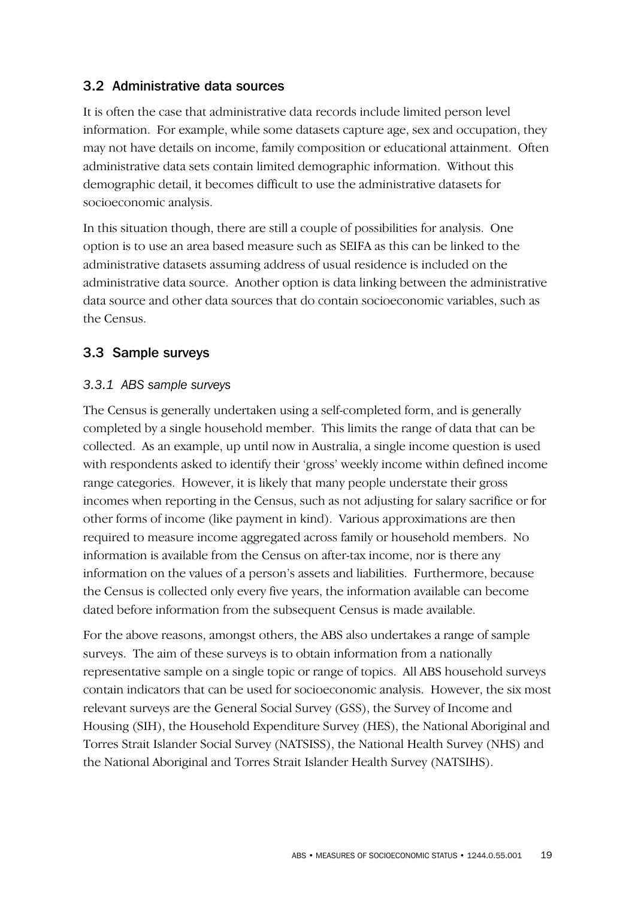## 3.2 Administrative data sources

It is often the case that administrative data records include limited person level information. For example, while some datasets capture age, sex and occupation, they may not have details on income, family composition or educational attainment. Often administrative data sets contain limited demographic information. Without this demographic detail, it becomes difficult to use the administrative datasets for socioeconomic analysis.

In this situation though, there are still a couple of possibilities for analysis. One option is to use an area based measure such as SEIFA as this can be linked to the administrative datasets assuming address of usual residence is included on the administrative data source. Another option is data linking between the administrative data source and other data sources that do contain socioeconomic variables, such as the Census.

## 3.3 Sample surveys

### *3.3.1 ABS sample surveys*

The Census is generally undertaken using a self-completed form, and is generally completed by a single household member. This limits the range of data that can be collected. As an example, up until now in Australia, a single income question is used with respondents asked to identify their 'gross' weekly income within defined income range categories. However, it is likely that many people understate their gross incomes when reporting in the Census, such as not adjusting for salary sacrifice or for other forms of income (like payment in kind). Various approximations are then required to measure income aggregated across family or household members. No information is available from the Census on after-tax income, nor is there any information on the values of a person's assets and liabilities. Furthermore, because the Census is collected only every five years, the information available can become dated before information from the subsequent Census is made available.

For the above reasons, amongst others, the ABS also undertakes a range of sample surveys. The aim of these surveys is to obtain information from a nationally representative sample on a single topic or range of topics. All ABS household surveys contain indicators that can be used for socioeconomic analysis. However, the six most relevant surveys are the General Social Survey (GSS), the Survey of Income and Housing (SIH), the Household Expenditure Survey (HES), the National Aboriginal and Torres Strait Islander Social Survey (NATSISS), the National Health Survey (NHS) and the National Aboriginal and Torres Strait Islander Health Survey (NATSIHS).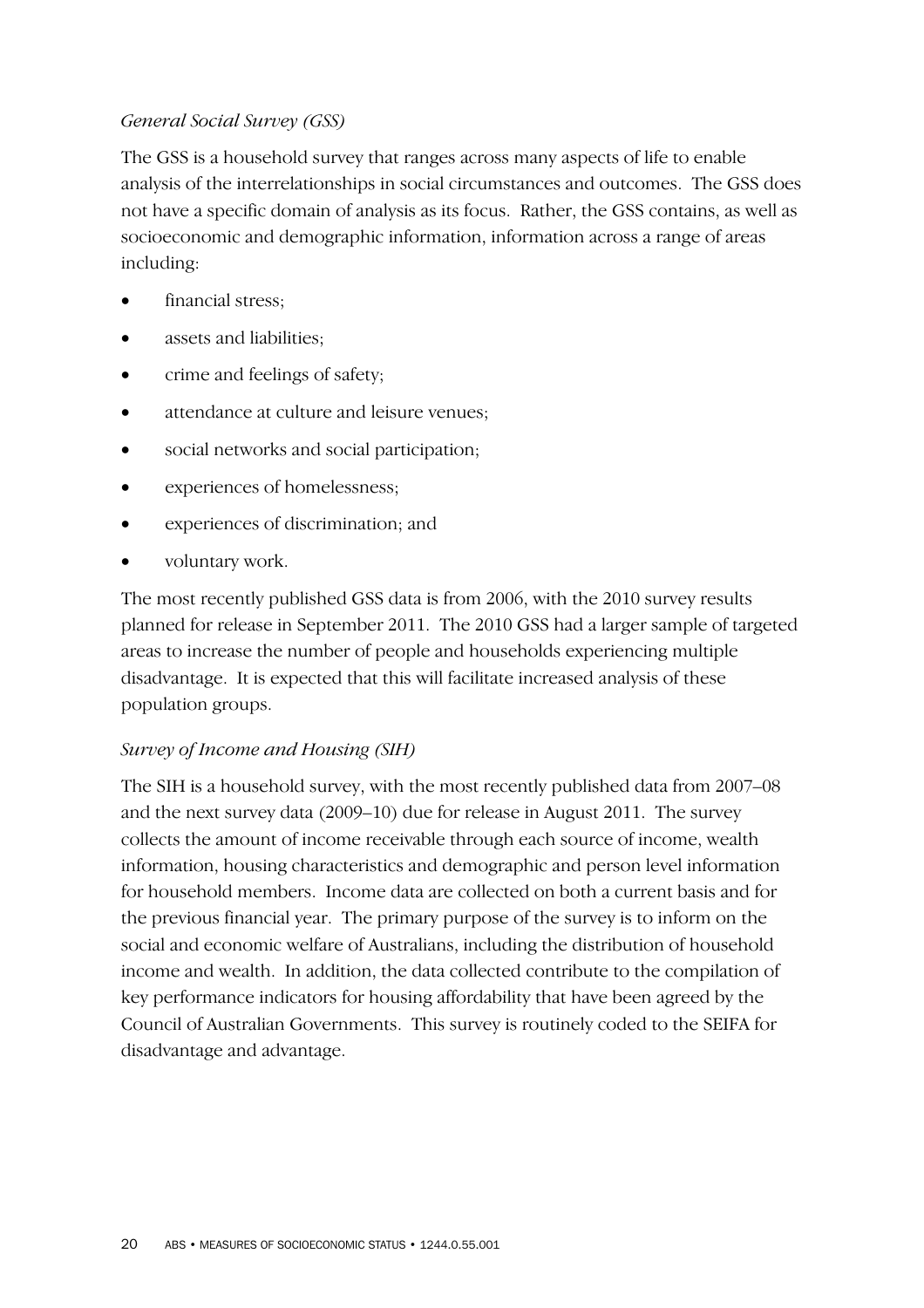*General Social Survey (GSS)*

The GSS is a household survey that ranges across many aspects of life to enable analysis of the interrelationships in social circumstances and outcomes. The GSS does not have a specific domain of analysis as its focus. Rather, the GSS contains, as well as socioeconomic and demographic information, information across a range of areas including:

- financial stress;
- assets and liabilities;
- crime and feelings of safety;
- attendance at culture and leisure venues;
- social networks and social participation;
- experiences of homelessness;
- experiences of discrimination; and
- voluntary work.

The most recently published GSS data is from 2006, with the 2010 survey results planned for release in September 2011. The 2010 GSS had a larger sample of targeted areas to increase the number of people and households experiencing multiple disadvantage. It is expected that this will facilitate increased analysis of these population groups.

*Survey of Income and Housing (SIH)*

The SIH is a household survey, with the most recently published data from 2007–08 and the next survey data (2009–10) due for release in August 2011. The survey collects the amount of income receivable through each source of income, wealth information, housing characteristics and demographic and person level information for household members. Income data are collected on both a current basis and for the previous financial year. The primary purpose of the survey is to inform on the social and economic welfare of Australians, including the distribution of household income and wealth. In addition, the data collected contribute to the compilation of key performance indicators for housing affordability that have been agreed by the Council of Australian Governments. This survey is routinely coded to the SEIFA for disadvantage and advantage.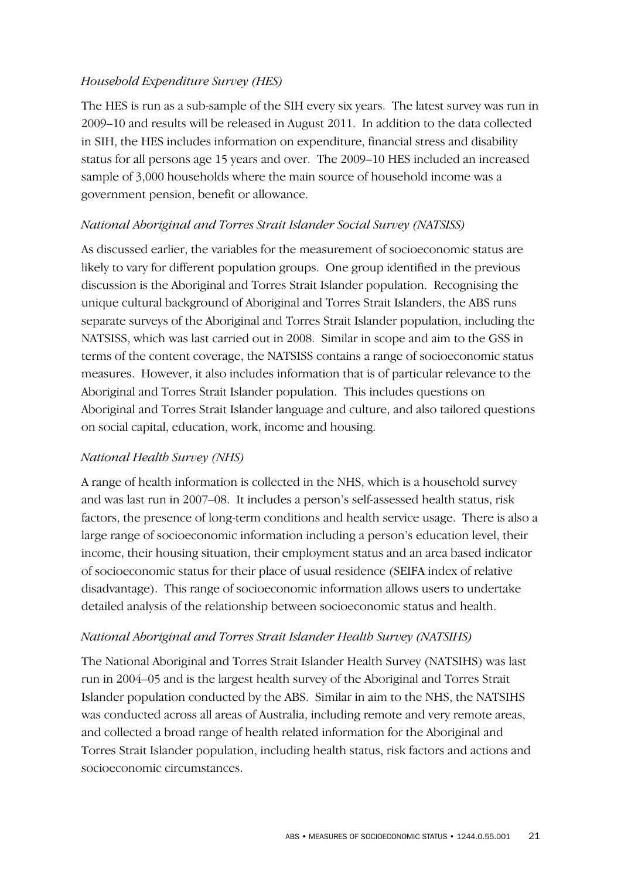*Household Expenditure Survey (HES)*

The HES is run as a sub-sample of the SIH every six years. The latest survey was run in 2009–10 and results will be released in August 2011. In addition to the data collected in SIH, the HES includes information on expenditure, financial stress and disability status for all persons age 15 years and over. The 2009–10 HES included an increased sample of 3,000 households where the main source of household income was a government pension, benefit or allowance.

*National Aboriginal and Torres Strait Islander Social Survey (NATSISS)*

As discussed earlier, the variables for the measurement of socioeconomic status are likely to vary for different population groups. One group identified in the previous discussion is the Aboriginal and Torres Strait Islander population. Recognising the unique cultural background of Aboriginal and Torres Strait Islanders, the ABS runs separate surveys of the Aboriginal and Torres Strait Islander population, including the NATSISS, which was last carried out in 2008. Similar in scope and aim to the GSS in terms of the content coverage, the NATSISS contains a range of socioeconomic status measures. However, it also includes information that is of particular relevance to the Aboriginal and Torres Strait Islander population. This includes questions on Aboriginal and Torres Strait Islander language and culture, and also tailored questions on social capital, education, work, income and housing.

*National Health Survey (NHS)*

A range of health information is collected in the NHS, which is a household survey and was last run in 2007–08. It includes a person's self-assessed health status, risk factors, the presence of long-term conditions and health service usage. There is also a large range of socioeconomic information including a person's education level, their income, their housing situation, their employment status and an area based indicator of socioeconomic status for their place of usual residence (SEIFA index of relative disadvantage). This range of socioeconomic information allows users to undertake detailed analysis of the relationship between socioeconomic status and health.

*National Aboriginal and Torres Strait Islander Health Survey (NATSIHS)*

The National Aboriginal and Torres Strait Islander Health Survey (NATSIHS) was last run in 2004–05 and is the largest health survey of the Aboriginal and Torres Strait Islander population conducted by the ABS. Similar in aim to the NHS, the NATSIHS was conducted across all areas of Australia, including remote and very remote areas, and collected a broad range of health related information for the Aboriginal and Torres Strait Islander population, including health status, risk factors and actions and socioeconomic circumstances.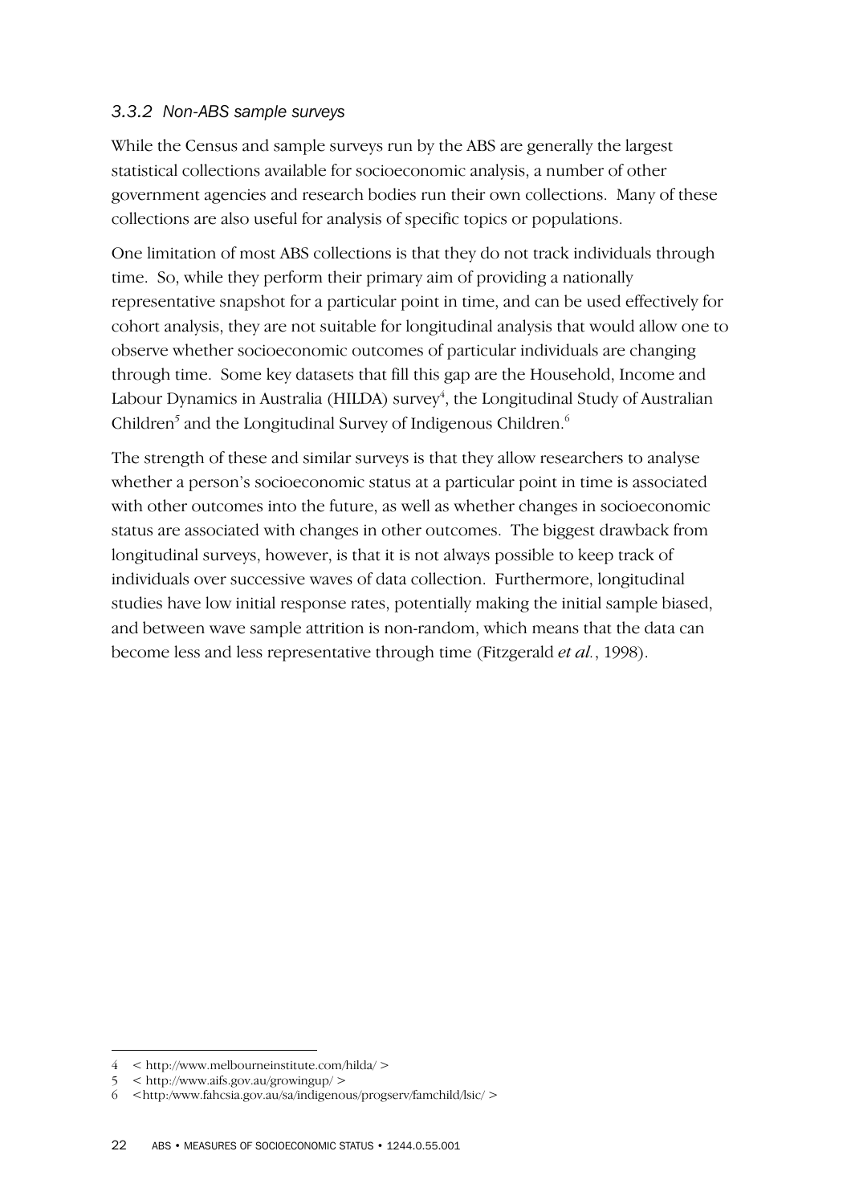### *3.3.2 Non-ABS sample surveys*

While the Census and sample surveys run by the ABS are generally the largest statistical collections available for socioeconomic analysis, a number of other government agencies and research bodies run their own collections. Many of these collections are also useful for analysis of specific topics or populations.

One limitation of most ABS collections is that they do not track individuals through time. So, while they perform their primary aim of providing a nationally representative snapshot for a particular point in time, and can be used effectively for cohort analysis, they are not suitable for longitudinal analysis that would allow one to observe whether socioeconomic outcomes of particular individuals are changing through time. Some key datasets that fill this gap are the Household, Income and Labour Dynamics in Australia (HILDA) survey[4], the Longitudinal Study of Australian Children[5] and the Longitudinal Survey of Indigenous Children.[6]

The strength of these and similar surveys is that they allow researchers to analyse whether a person's socioeconomic status at a particular point in time is associated with other outcomes into the future, as well as whether changes in socioeconomic status are associated with changes in other outcomes. The biggest drawback from longitudinal surveys, however, is that it is not always possible to keep track of individuals over successive waves of data collection. Furthermore, longitudinal studies have low initial response rates, potentially making the initial sample biased, and between wave sample attrition is non-random, which means that the data can become less and less representative through time (Fitzgerald *et al.*, 1998).

---

4 < http://www.melbourneinstitute.com/hilda/ >

5 < http://www.aifs.gov.au/growingup/ >

6 <http:/www.fahcsia.gov.au/sa/indigenous/progserv/famchild/lsic/ >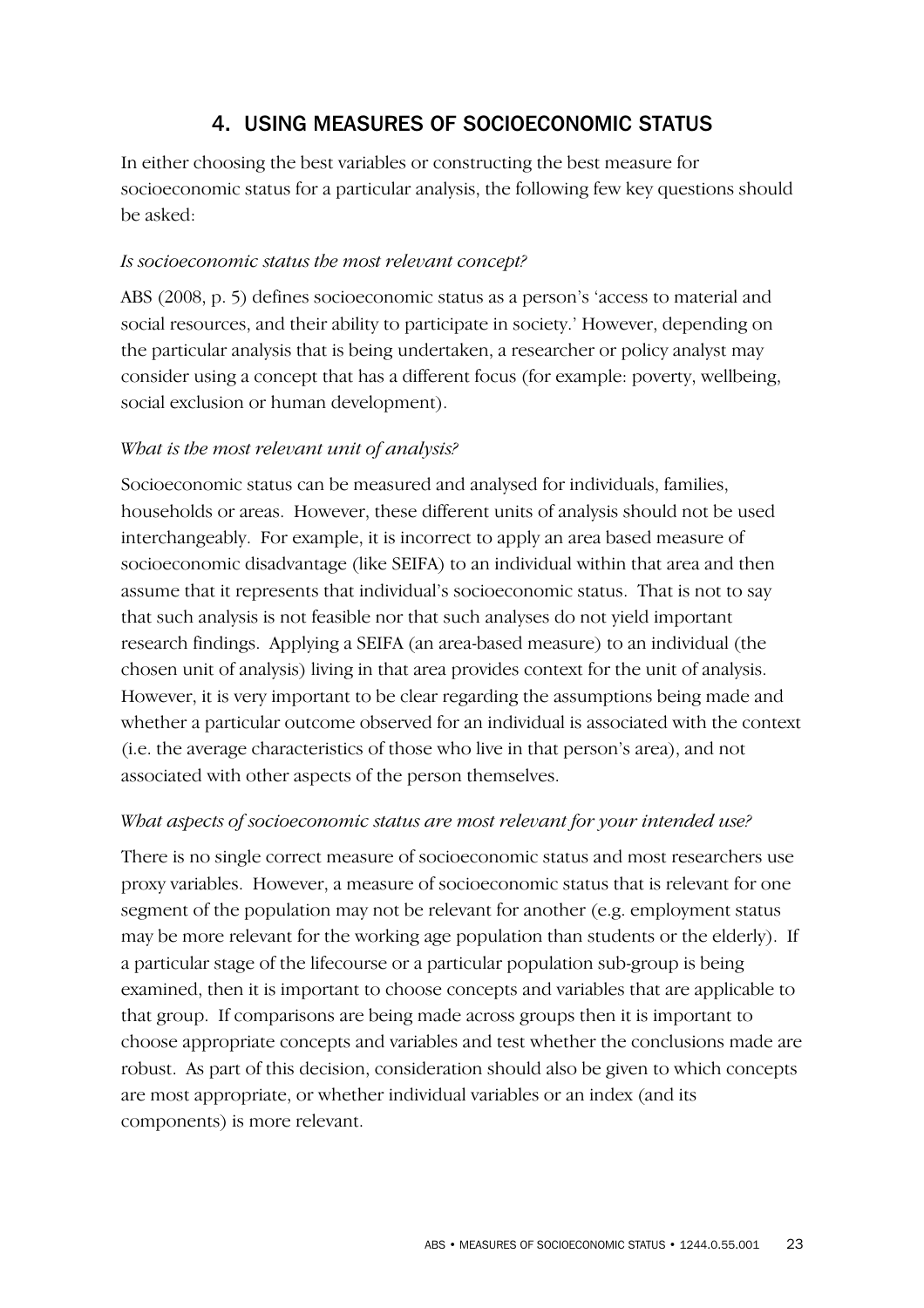## 4. USING MEASURES OF SOCIOECONOMIC STATUS

In either choosing the best variables or constructing the best measure for socioeconomic status for a particular analysis, the following few key questions should be asked:

*Is socioeconomic status the most relevant concept?*

ABS (2008, p. 5) defines socioeconomic status as a person's 'access to material and social resources, and their ability to participate in society.' However, depending on the particular analysis that is being undertaken, a researcher or policy analyst may consider using a concept that has a different focus (for example: poverty, wellbeing, social exclusion or human development).

*What is the most relevant unit of analysis?*

Socioeconomic status can be measured and analysed for individuals, families, households or areas. However, these different units of analysis should not be used interchangeably. For example, it is incorrect to apply an area based measure of socioeconomic disadvantage (like SEIFA) to an individual within that area and then assume that it represents that individual's socioeconomic status. That is not to say that such analysis is not feasible nor that such analyses do not yield important research findings. Applying a SEIFA (an area-based measure) to an individual (the chosen unit of analysis) living in that area provides context for the unit of analysis. However, it is very important to be clear regarding the assumptions being made and whether a particular outcome observed for an individual is associated with the context (i.e. the average characteristics of those who live in that person's area), and not associated with other aspects of the person themselves.

*What aspects of socioeconomic status are most relevant for your intended use?*

There is no single correct measure of socioeconomic status and most researchers use proxy variables. However, a measure of socioeconomic status that is relevant for one segment of the population may not be relevant for another (e.g. employment status may be more relevant for the working age population than students or the elderly). If a particular stage of the lifecourse or a particular population sub-group is being examined, then it is important to choose concepts and variables that are applicable to that group. If comparisons are being made across groups then it is important to choose appropriate concepts and variables and test whether the conclusions made are robust. As part of this decision, consideration should also be given to which concepts are most appropriate, or whether individual variables or an index (and its components) is more relevant.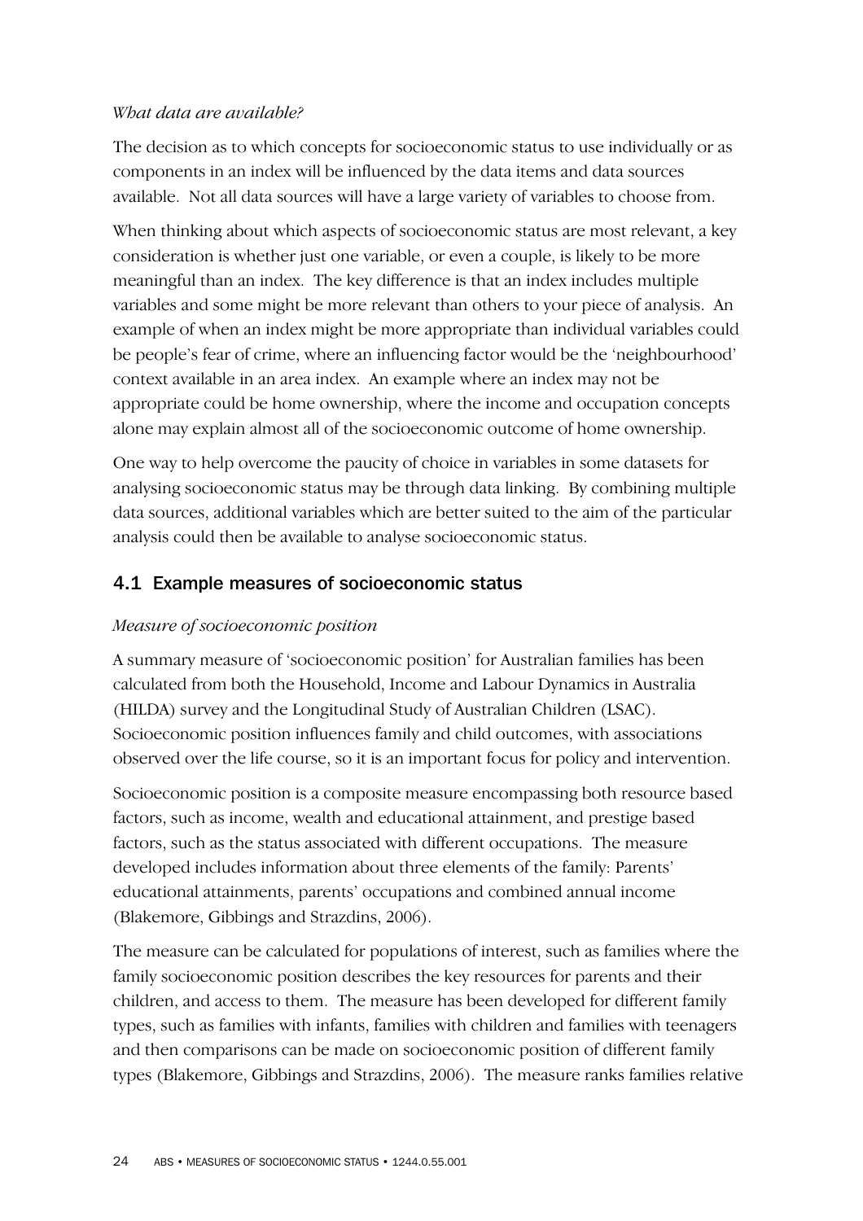*What data are available?*

The decision as to which concepts for socioeconomic status to use individually or as components in an index will be influenced by the data items and data sources available. Not all data sources will have a large variety of variables to choose from.

When thinking about which aspects of socioeconomic status are most relevant, a key consideration is whether just one variable, or even a couple, is likely to be more meaningful than an index. The key difference is that an index includes multiple variables and some might be more relevant than others to your piece of analysis. An example of when an index might be more appropriate than individual variables could be people's fear of crime, where an influencing factor would be the 'neighbourhood' context available in an area index. An example where an index may not be appropriate could be home ownership, where the income and occupation concepts alone may explain almost all of the socioeconomic outcome of home ownership.

One way to help overcome the paucity of choice in variables in some datasets for analysing socioeconomic status may be through data linking. By combining multiple data sources, additional variables which are better suited to the aim of the particular analysis could then be available to analyse socioeconomic status.

## 4.1 Example measures of socioeconomic status

*Measure of socioeconomic position*

A summary measure of 'socioeconomic position' for Australian families has been calculated from both the Household, Income and Labour Dynamics in Australia (HILDA) survey and the Longitudinal Study of Australian Children (LSAC). Socioeconomic position influences family and child outcomes, with associations observed over the life course, so it is an important focus for policy and intervention.

Socioeconomic position is a composite measure encompassing both resource based factors, such as income, wealth and educational attainment, and prestige based factors, such as the status associated with different occupations. The measure developed includes information about three elements of the family: Parents' educational attainments, parents' occupations and combined annual income (Blakemore, Gibbings and Strazdins, 2006).

The measure can be calculated for populations of interest, such as families where the family socioeconomic position describes the key resources for parents and their children, and access to them. The measure has been developed for different family types, such as families with infants, families with children and families with teenagers and then comparisons can be made on socioeconomic position of different family types (Blakemore, Gibbings and Strazdins, 2006). The measure ranks families relative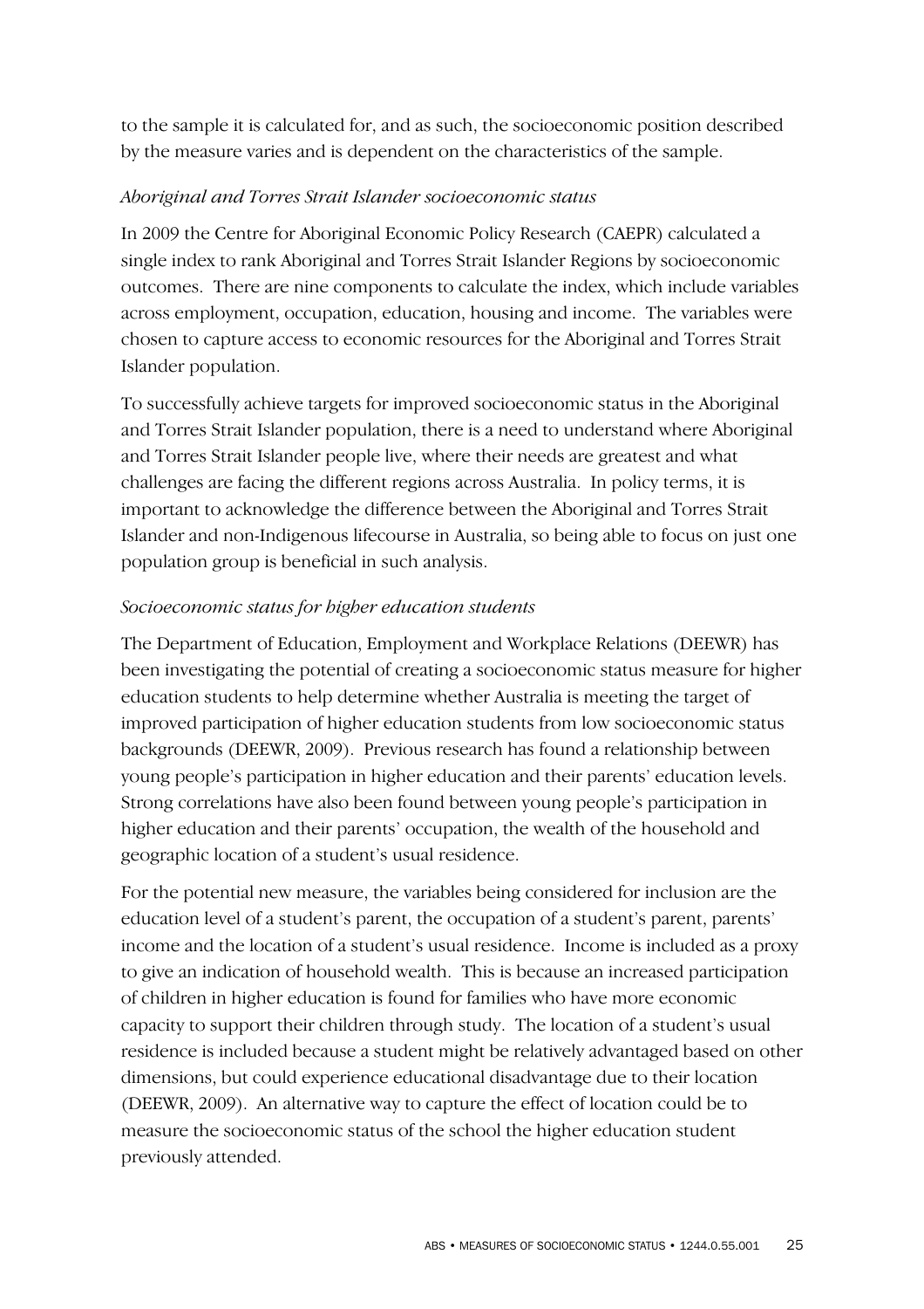to the sample it is calculated for, and as such, the socioeconomic position described by the measure varies and is dependent on the characteristics of the sample.

*Aboriginal and Torres Strait Islander socioeconomic status*

In 2009 the Centre for Aboriginal Economic Policy Research (CAEPR) calculated a single index to rank Aboriginal and Torres Strait Islander Regions by socioeconomic outcomes. There are nine components to calculate the index, which include variables across employment, occupation, education, housing and income. The variables were chosen to capture access to economic resources for the Aboriginal and Torres Strait Islander population.

To successfully achieve targets for improved socioeconomic status in the Aboriginal and Torres Strait Islander population, there is a need to understand where Aboriginal and Torres Strait Islander people live, where their needs are greatest and what challenges are facing the different regions across Australia. In policy terms, it is important to acknowledge the difference between the Aboriginal and Torres Strait Islander and non-Indigenous lifecourse in Australia, so being able to focus on just one population group is beneficial in such analysis.

*Socioeconomic status for higher education students*

The Department of Education, Employment and Workplace Relations (DEEWR) has been investigating the potential of creating a socioeconomic status measure for higher education students to help determine whether Australia is meeting the target of improved participation of higher education students from low socioeconomic status backgrounds (DEEWR, 2009). Previous research has found a relationship between young people's participation in higher education and their parents' education levels. Strong correlations have also been found between young people's participation in higher education and their parents' occupation, the wealth of the household and geographic location of a student's usual residence.

For the potential new measure, the variables being considered for inclusion are the education level of a student's parent, the occupation of a student's parent, parents' income and the location of a student's usual residence. Income is included as a proxy to give an indication of household wealth. This is because an increased participation of children in higher education is found for families who have more economic capacity to support their children through study. The location of a student's usual residence is included because a student might be relatively advantaged based on other dimensions, but could experience educational disadvantage due to their location (DEEWR, 2009). An alternative way to capture the effect of location could be to measure the socioeconomic status of the school the higher education student previously attended.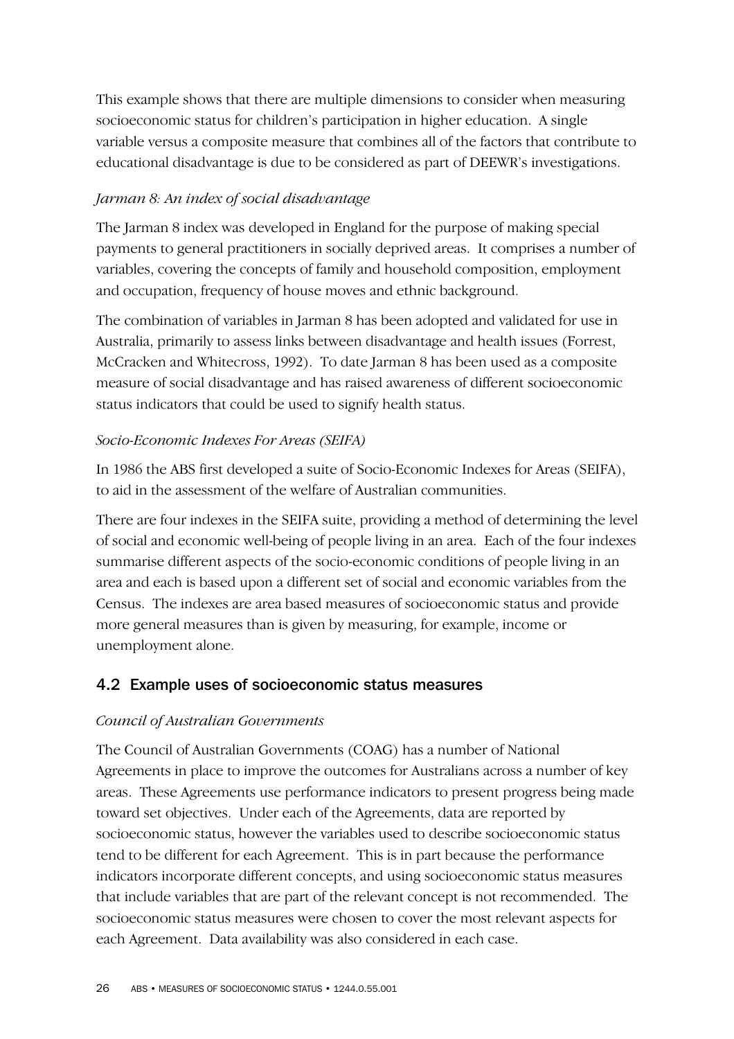This example shows that there are multiple dimensions to consider when measuring socioeconomic status for children's participation in higher education. A single variable versus a composite measure that combines all of the factors that contribute to educational disadvantage is due to be considered as part of DEEWR's investigations.

*Jarman 8: An index of social disadvantage*

The Jarman 8 index was developed in England for the purpose of making special payments to general practitioners in socially deprived areas. It comprises a number of variables, covering the concepts of family and household composition, employment and occupation, frequency of house moves and ethnic background.

The combination of variables in Jarman 8 has been adopted and validated for use in Australia, primarily to assess links between disadvantage and health issues (Forrest, McCracken and Whitecross, 1992). To date Jarman 8 has been used as a composite measure of social disadvantage and has raised awareness of different socioeconomic status indicators that could be used to signify health status.

*Socio-Economic Indexes For Areas (SEIFA)*

In 1986 the ABS first developed a suite of Socio-Economic Indexes for Areas (SEIFA), to aid in the assessment of the welfare of Australian communities.

There are four indexes in the SEIFA suite, providing a method of determining the level of social and economic well-being of people living in an area. Each of the four indexes summarise different aspects of the socio-economic conditions of people living in an area and each is based upon a different set of social and economic variables from the Census. The indexes are area based measures of socioeconomic status and provide more general measures than is given by measuring, for example, income or unemployment alone.

## 4.2 Example uses of socioeconomic status measures

*Council of Australian Governments*

The Council of Australian Governments (COAG) has a number of National Agreements in place to improve the outcomes for Australians across a number of key areas. These Agreements use performance indicators to present progress being made toward set objectives. Under each of the Agreements, data are reported by socioeconomic status, however the variables used to describe socioeconomic status tend to be different for each Agreement. This is in part because the performance indicators incorporate different concepts, and using socioeconomic status measures that include variables that are part of the relevant concept is not recommended. The socioeconomic status measures were chosen to cover the most relevant aspects for each Agreement. Data availability was also considered in each case.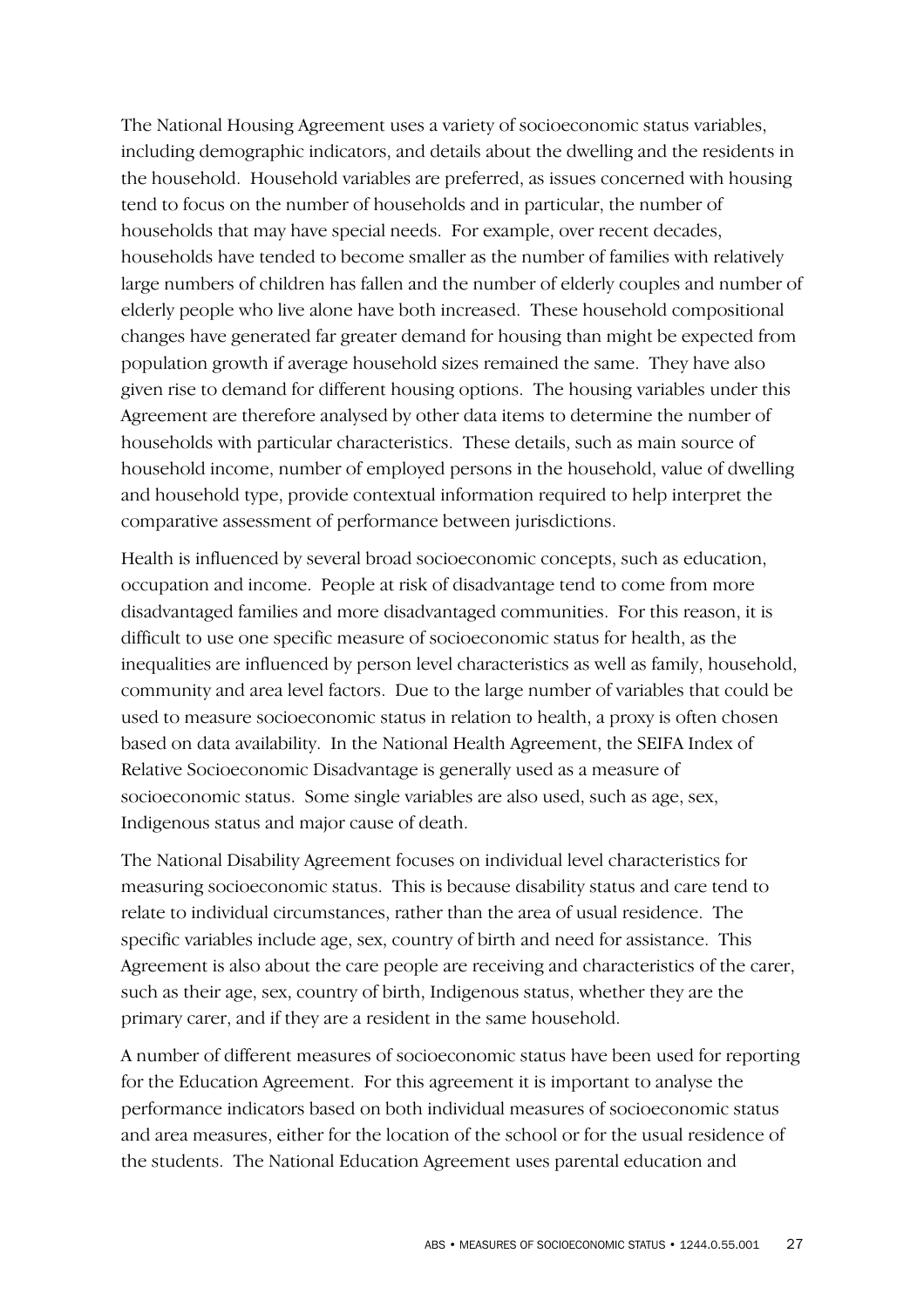The National Housing Agreement uses a variety of socioeconomic status variables, including demographic indicators, and details about the dwelling and the residents in the household. Household variables are preferred, as issues concerned with housing tend to focus on the number of households and in particular, the number of households that may have special needs. For example, over recent decades, households have tended to become smaller as the number of families with relatively large numbers of children has fallen and the number of elderly couples and number of elderly people who live alone have both increased. These household compositional changes have generated far greater demand for housing than might be expected from population growth if average household sizes remained the same. They have also given rise to demand for different housing options. The housing variables under this Agreement are therefore analysed by other data items to determine the number of households with particular characteristics. These details, such as main source of household income, number of employed persons in the household, value of dwelling and household type, provide contextual information required to help interpret the comparative assessment of performance between jurisdictions.

Health is influenced by several broad socioeconomic concepts, such as education, occupation and income. People at risk of disadvantage tend to come from more disadvantaged families and more disadvantaged communities. For this reason, it is difficult to use one specific measure of socioeconomic status for health, as the inequalities are influenced by person level characteristics as well as family, household, community and area level factors. Due to the large number of variables that could be used to measure socioeconomic status in relation to health, a proxy is often chosen based on data availability. In the National Health Agreement, the SEIFA Index of Relative Socioeconomic Disadvantage is generally used as a measure of socioeconomic status. Some single variables are also used, such as age, sex, Indigenous status and major cause of death.

The National Disability Agreement focuses on individual level characteristics for measuring socioeconomic status. This is because disability status and care tend to relate to individual circumstances, rather than the area of usual residence. The specific variables include age, sex, country of birth and need for assistance. This Agreement is also about the care people are receiving and characteristics of the carer, such as their age, sex, country of birth, Indigenous status, whether they are the primary carer, and if they are a resident in the same household.

A number of different measures of socioeconomic status have been used for reporting for the Education Agreement. For this agreement it is important to analyse the performance indicators based on both individual measures of socioeconomic status and area measures, either for the location of the school or for the usual residence of the students. The National Education Agreement uses parental education and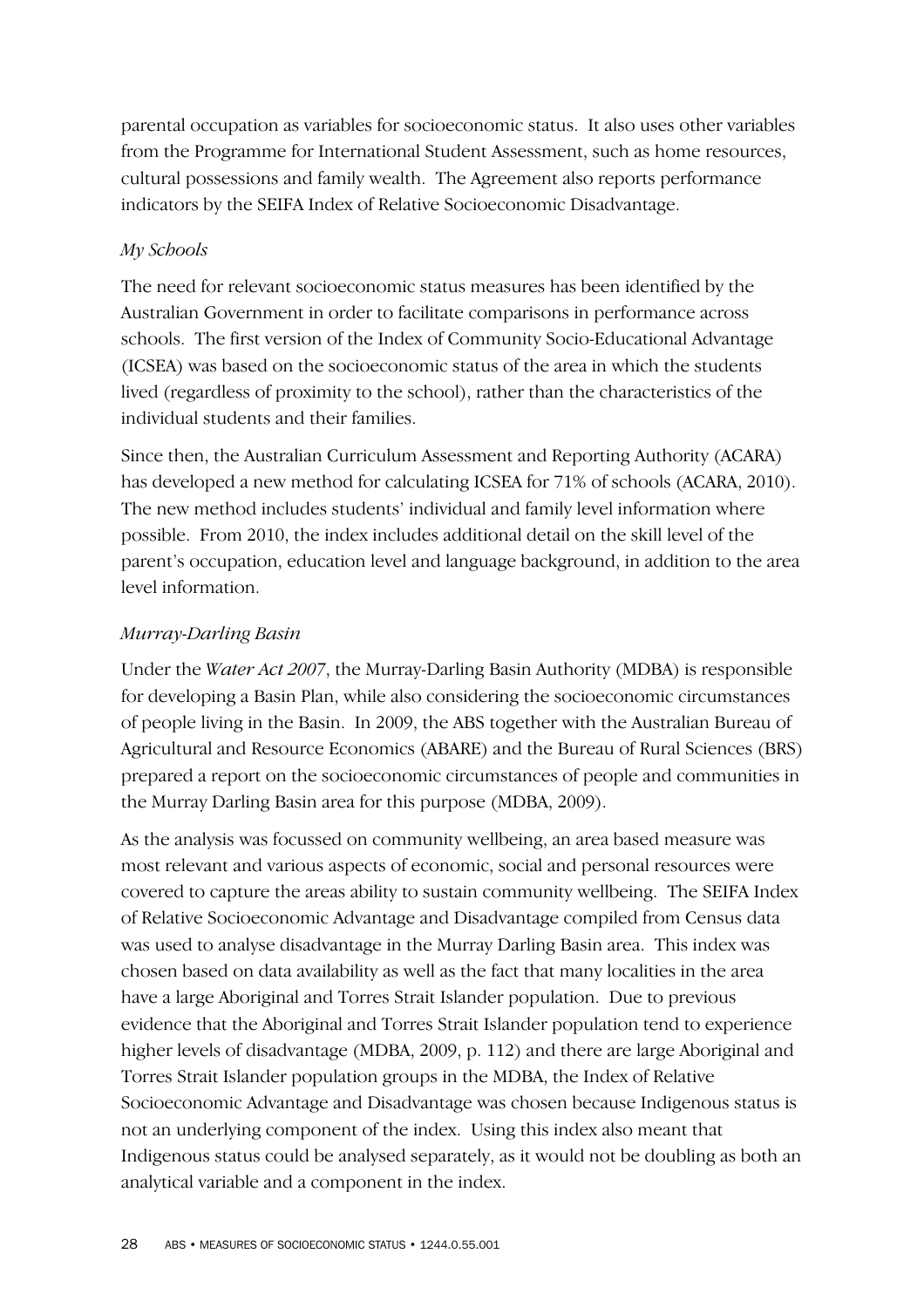parental occupation as variables for socioeconomic status. It also uses other variables from the Programme for International Student Assessment, such as home resources, cultural possessions and family wealth. The Agreement also reports performance indicators by the SEIFA Index of Relative Socioeconomic Disadvantage.

*My Schools*

The need for relevant socioeconomic status measures has been identified by the Australian Government in order to facilitate comparisons in performance across schools. The first version of the Index of Community Socio-Educational Advantage (ICSEA) was based on the socioeconomic status of the area in which the students lived (regardless of proximity to the school), rather than the characteristics of the individual students and their families.

Since then, the Australian Curriculum Assessment and Reporting Authority (ACARA) has developed a new method for calculating ICSEA for 71% of schools (ACARA, 2010). The new method includes students' individual and family level information where possible. From 2010, the index includes additional detail on the skill level of the parent's occupation, education level and language background, in addition to the area level information.

*Murray-Darling Basin*

Under the *Water Act 2007*, the Murray-Darling Basin Authority (MDBA) is responsible for developing a Basin Plan, while also considering the socioeconomic circumstances of people living in the Basin. In 2009, the ABS together with the Australian Bureau of Agricultural and Resource Economics (ABARE) and the Bureau of Rural Sciences (BRS) prepared a report on the socioeconomic circumstances of people and communities in the Murray Darling Basin area for this purpose (MDBA, 2009).

As the analysis was focussed on community wellbeing, an area based measure was most relevant and various aspects of economic, social and personal resources were covered to capture the areas ability to sustain community wellbeing. The SEIFA Index of Relative Socioeconomic Advantage and Disadvantage compiled from Census data was used to analyse disadvantage in the Murray Darling Basin area. This index was chosen based on data availability as well as the fact that many localities in the area have a large Aboriginal and Torres Strait Islander population. Due to previous evidence that the Aboriginal and Torres Strait Islander population tend to experience higher levels of disadvantage (MDBA, 2009, p. 112) and there are large Aboriginal and Torres Strait Islander population groups in the MDBA, the Index of Relative Socioeconomic Advantage and Disadvantage was chosen because Indigenous status is not an underlying component of the index. Using this index also meant that Indigenous status could be analysed separately, as it would not be doubling as both an analytical variable and a component in the index.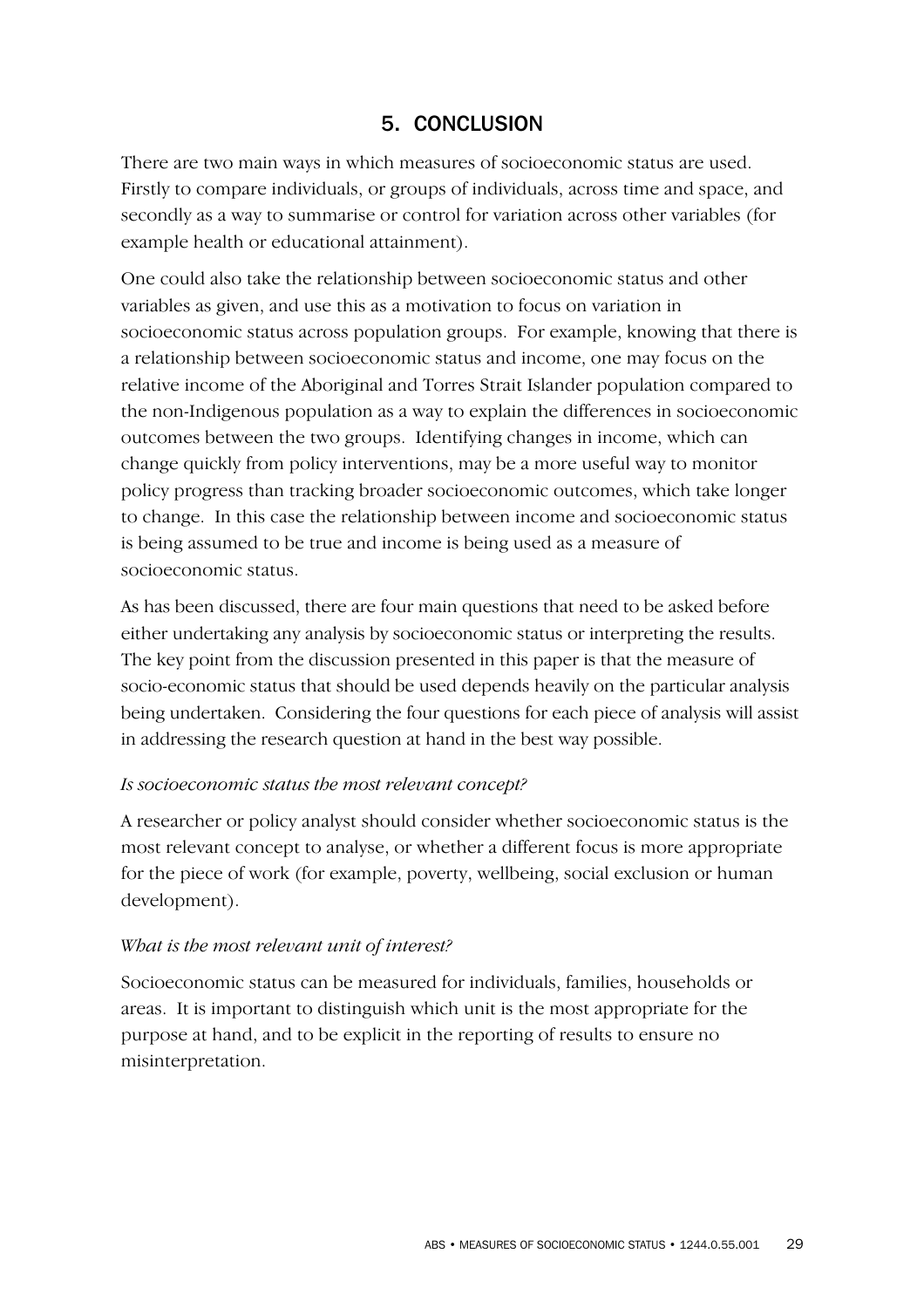# 5. CONCLUSION

There are two main ways in which measures of socioeconomic status are used. Firstly to compare individuals, or groups of individuals, across time and space, and secondly as a way to summarise or control for variation across other variables (for example health or educational attainment).

One could also take the relationship between socioeconomic status and other variables as given, and use this as a motivation to focus on variation in socioeconomic status across population groups. For example, knowing that there is a relationship between socioeconomic status and income, one may focus on the relative income of the Aboriginal and Torres Strait Islander population compared to the non-Indigenous population as a way to explain the differences in socioeconomic outcomes between the two groups. Identifying changes in income, which can change quickly from policy interventions, may be a more useful way to monitor policy progress than tracking broader socioeconomic outcomes, which take longer to change. In this case the relationship between income and socioeconomic status is being assumed to be true and income is being used as a measure of socioeconomic status.

As has been discussed, there are four main questions that need to be asked before either undertaking any analysis by socioeconomic status or interpreting the results. The key point from the discussion presented in this paper is that the measure of socio-economic status that should be used depends heavily on the particular analysis being undertaken. Considering the four questions for each piece of analysis will assist in addressing the research question at hand in the best way possible.

*Is socioeconomic status the most relevant concept?*

A researcher or policy analyst should consider whether socioeconomic status is the most relevant concept to analyse, or whether a different focus is more appropriate for the piece of work (for example, poverty, wellbeing, social exclusion or human development).

*What is the most relevant unit of interest?*

Socioeconomic status can be measured for individuals, families, households or areas. It is important to distinguish which unit is the most appropriate for the purpose at hand, and to be explicit in the reporting of results to ensure no misinterpretation.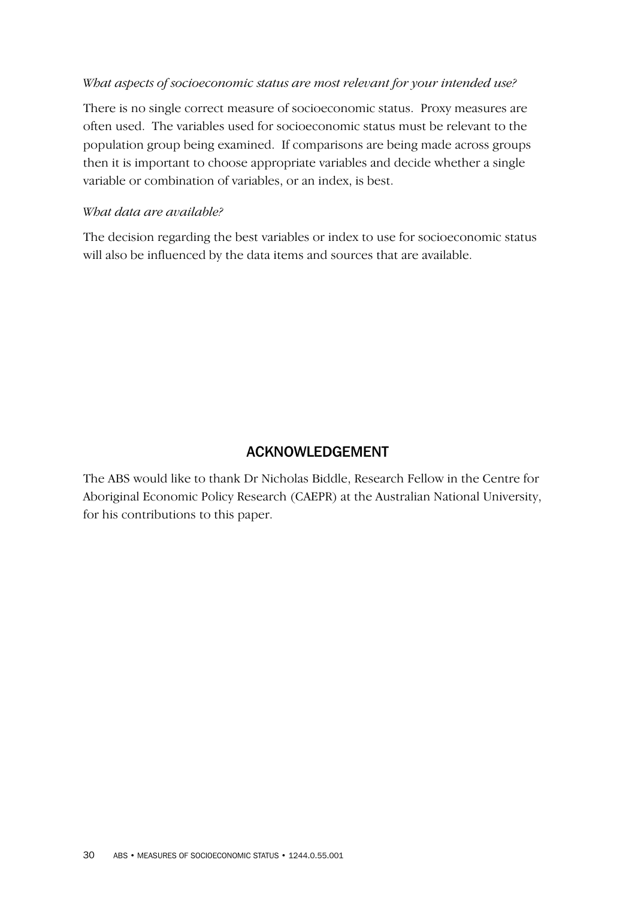*What aspects of socioeconomic status are most relevant for your intended use?*

There is no single correct measure of socioeconomic status. Proxy measures are often used. The variables used for socioeconomic status must be relevant to the population group being examined. If comparisons are being made across groups then it is important to choose appropriate variables and decide whether a single variable or combination of variables, or an index, is best.

*What data are available?*

The decision regarding the best variables or index to use for socioeconomic status will also be influenced by the data items and sources that are available.

## ACKNOWLEDGEMENT

The ABS would like to thank Dr Nicholas Biddle, Research Fellow in the Centre for Aboriginal Economic Policy Research (CAEPR) at the Australian National University, for his contributions to this paper.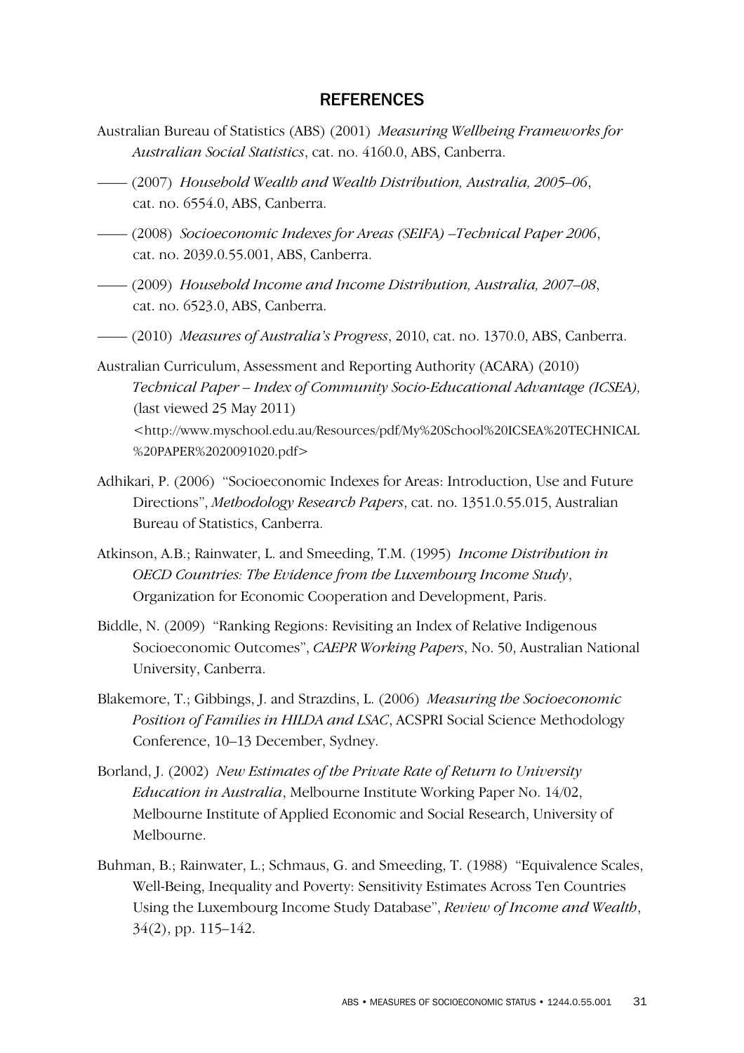## REFERENCES

Australian Bureau of Statistics (ABS) (2001) *Measuring Wellbeing Frameworks for Australian Social Statistics*, cat. no. 4160.0, ABS, Canberra.

—— (2007) *Household Wealth and Wealth Distribution, Australia, 2005–06*, cat. no. 6554.0, ABS, Canberra.

—— (2008) *Socioeconomic Indexes for Areas (SEIFA) –Technical Paper 2006*, cat. no. 2039.0.55.001, ABS, Canberra.

—— (2009) *Household Income and Income Distribution, Australia, 2007–08*, cat. no. 6523.0, ABS, Canberra.

—— (2010) *Measures of Australia's Progress*, 2010, cat. no. 1370.0, ABS, Canberra.

Australian Curriculum, Assessment and Reporting Authority (ACARA) (2010) *Technical Paper – Index of Community Socio-Educational Advantage (ICSEA),* (last viewed 25 May 2011) <http://www.myschool.edu.au/Resources/pdf/My%20School%20ICSEA%20TECHNICAL%20PAPER%2020091020.pdf>

Adhikari, P. (2006) "Socioeconomic Indexes for Areas: Introduction, Use and Future Directions", *Methodology Research Papers*, cat. no. 1351.0.55.015, Australian Bureau of Statistics, Canberra.

Atkinson, A.B.; Rainwater, L. and Smeeding, T.M. (1995) *Income Distribution in OECD Countries: The Evidence from the Luxembourg Income Study*, Organization for Economic Cooperation and Development, Paris.

Biddle, N. (2009) "Ranking Regions: Revisiting an Index of Relative Indigenous Socioeconomic Outcomes", *CAEPR Working Papers*, No. 50, Australian National University, Canberra.

Blakemore, T.; Gibbings, J. and Strazdins, L. (2006) *Measuring the Socioeconomic Position of Families in HILDA and LSAC*, ACSPRI Social Science Methodology Conference, 10–13 December, Sydney.

Borland, J. (2002) *New Estimates of the Private Rate of Return to University Education in Australia*, Melbourne Institute Working Paper No. 14/02, Melbourne Institute of Applied Economic and Social Research, University of Melbourne.

Buhman, B.; Rainwater, L.; Schmaus, G. and Smeeding, T. (1988) "Equivalence Scales, Well-Being, Inequality and Poverty: Sensitivity Estimates Across Ten Countries Using the Luxembourg Income Study Database", *Review of Income and Wealth*, 34(2), pp. 115–142.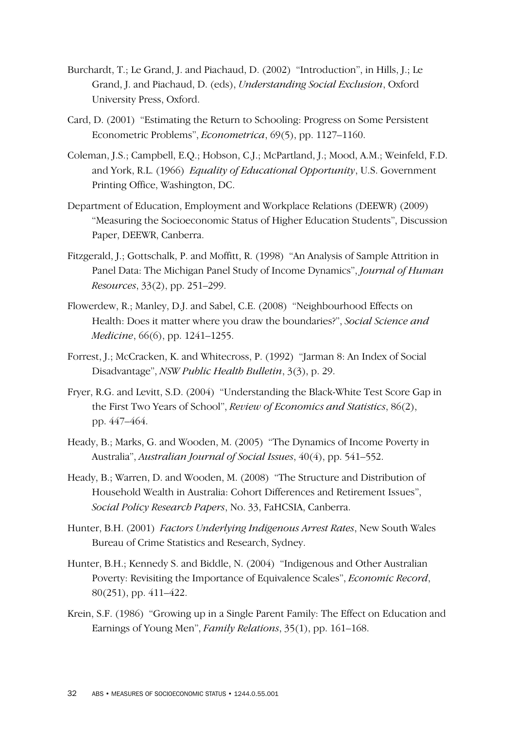Burchardt, T.; Le Grand, J. and Piachaud, D. (2002) "Introduction", in Hills, J.; Le Grand, J. and Piachaud, D. (eds), *Understanding Social Exclusion*, Oxford University Press, Oxford.

Card, D. (2001) "Estimating the Return to Schooling: Progress on Some Persistent Econometric Problems", *Econometrica*, 69(5), pp. 1127–1160.

Coleman, J.S.; Campbell, E.Q.; Hobson, C.J.; McPartland, J.; Mood, A.M.; Weinfeld, F.D. and York, R.L. (1966) *Equality of Educational Opportunity*, U.S. Government Printing Office, Washington, DC.

Department of Education, Employment and Workplace Relations (DEEWR) (2009) "Measuring the Socioeconomic Status of Higher Education Students", Discussion Paper, DEEWR, Canberra.

Fitzgerald, J.; Gottschalk, P. and Moffitt, R. (1998) "An Analysis of Sample Attrition in Panel Data: The Michigan Panel Study of Income Dynamics", *Journal of Human Resources*, 33(2), pp. 251–299.

Flowerdew, R.; Manley, D.J. and Sabel, C.E. (2008) "Neighbourhood Effects on Health: Does it matter where you draw the boundaries?", *Social Science and Medicine*, 66(6), pp. 1241–1255.

Forrest, J.; McCracken, K. and Whitecross, P. (1992) "Jarman 8: An Index of Social Disadvantage", *NSW Public Health Bulletin*, 3(3), p. 29.

Fryer, R.G. and Levitt, S.D. (2004) "Understanding the Black-White Test Score Gap in the First Two Years of School", *Review of Economics and Statistics*, 86(2), pp. 447–464.

Heady, B.; Marks, G. and Wooden, M. (2005) "The Dynamics of Income Poverty in Australia", *Australian Journal of Social Issues*, 40(4), pp. 541–552.

Heady, B.; Warren, D. and Wooden, M. (2008) "The Structure and Distribution of Household Wealth in Australia: Cohort Differences and Retirement Issues", *Social Policy Research Papers*, No. 33, FaHCSIA, Canberra.

Hunter, B.H. (2001) *Factors Underlying Indigenous Arrest Rates*, New South Wales Bureau of Crime Statistics and Research, Sydney.

Hunter, B.H.; Kennedy S. and Biddle, N. (2004) "Indigenous and Other Australian Poverty: Revisiting the Importance of Equivalence Scales", *Economic Record*, 80(251), pp. 411–422.

Krein, S.F. (1986) "Growing up in a Single Parent Family: The Effect on Education and Earnings of Young Men", *Family Relations*, 35(1), pp. 161–168.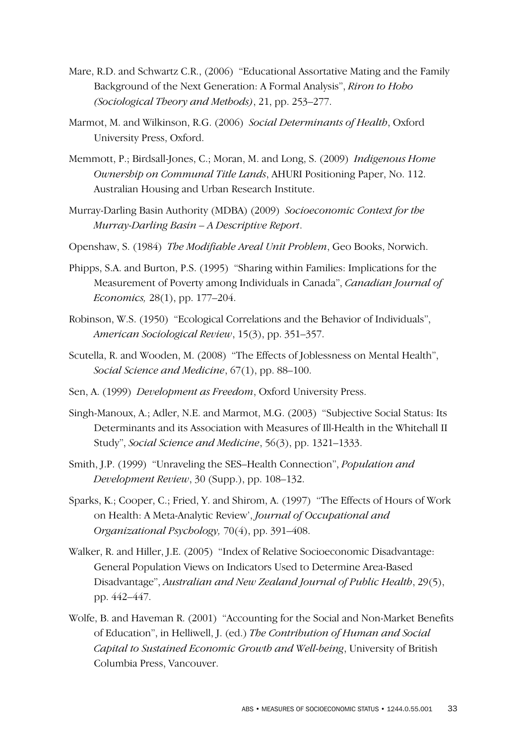Mare, R.D. and Schwartz C.R., (2006) "Educational Assortative Mating and the Family Background of the Next Generation: A Formal Analysis", *Riron to Hoho (Sociological Theory and Methods)*, 21, pp. 253–277.

Marmot, M. and Wilkinson, R.G. (2006) *Social Determinants of Health*, Oxford University Press, Oxford.

Memmott, P.; Birdsall-Jones, C.; Moran, M. and Long, S. (2009) *Indigenous Home Ownership on Communal Title Lands*, AHURI Positioning Paper, No. 112. Australian Housing and Urban Research Institute.

Murray-Darling Basin Authority (MDBA) (2009) *Socioeconomic Context for the Murray-Darling Basin – A Descriptive Report*.

Openshaw, S. (1984) *The Modifiable Areal Unit Problem*, Geo Books, Norwich.

Phipps, S.A. and Burton, P.S. (1995) "Sharing within Families: Implications for the Measurement of Poverty among Individuals in Canada", *Canadian Journal of Economics,* 28(1), pp. 177–204.

Robinson, W.S. (1950) "Ecological Correlations and the Behavior of Individuals", *American Sociological Review*, 15(3), pp. 351–357.

Scutella, R. and Wooden, M. (2008) "The Effects of Joblessness on Mental Health", *Social Science and Medicine*, 67(1), pp. 88–100.

Sen, A. (1999) *Development as Freedom*, Oxford University Press.

Singh-Manoux, A.; Adler, N.E. and Marmot, M.G. (2003) "Subjective Social Status: Its Determinants and its Association with Measures of Ill-Health in the Whitehall II Study", *Social Science and Medicine*, 56(3), pp. 1321–1333.

Smith, J.P. (1999) "Unraveling the SES–Health Connection", *Population and Development Review*, 30 (Supp.), pp. 108–132.

Sparks, K.; Cooper, C.; Fried, Y. and Shirom, A. (1997) "The Effects of Hours of Work on Health: A Meta-Analytic Review', *Journal of Occupational and Organizational Psychology,* 70(4), pp. 391–408.

Walker, R. and Hiller, J.E. (2005) "Index of Relative Socioeconomic Disadvantage: General Population Views on Indicators Used to Determine Area-Based Disadvantage", *Australian and New Zealand Journal of Public Health*, 29(5), pp. 442–447.

Wolfe, B. and Haveman R. (2001) "Accounting for the Social and Non-Market Benefits of Education", in Helliwell, J. (ed.) *The Contribution of Human and Social Capital to Sustained Economic Growth and Well-being*, University of British Columbia Press, Vancouver.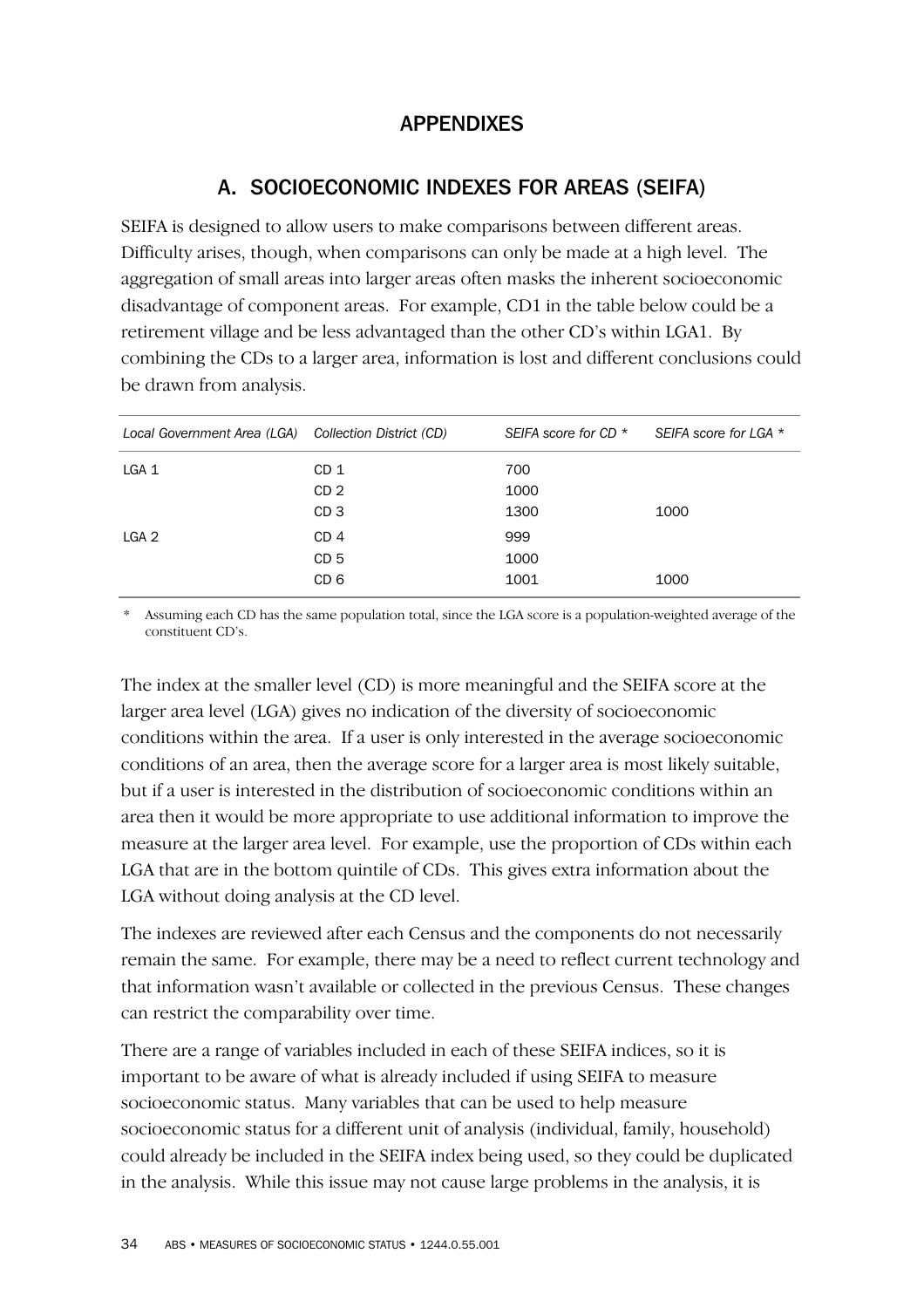# APPENDIXES

## A. SOCIOECONOMIC INDEXES FOR AREAS (SEIFA)

SEIFA is designed to allow users to make comparisons between different areas. Difficulty arises, though, when comparisons can only be made at a high level. The aggregation of small areas into larger areas often masks the inherent socioeconomic disadvantage of component areas. For example, CD1 in the table below could be a retirement village and be less advantaged than the other CD's within LGA1. By combining the CDs to a larger area, information is lost and different conclusions could be drawn from analysis.

| *Local Government Area (LGA)* | *Collection District (CD)* | *SEIFA score for CD \** | *SEIFA score for LGA \** |
|---|---|---|---|
| LGA 1 | CD 1 | 700 | |
| | CD 2 | 1000 | |
| | CD 3 | 1300 | 1000 |
| LGA 2 | CD 4 | 999 | |
| | CD 5 | 1000 | |
| | CD 6 | 1001 | 1000 |

\* Assuming each CD has the same population total, since the LGA score is a population-weighted average of the constituent CD's.

The index at the smaller level (CD) is more meaningful and the SEIFA score at the larger area level (LGA) gives no indication of the diversity of socioeconomic conditions within the area. If a user is only interested in the average socioeconomic conditions of an area, then the average score for a larger area is most likely suitable, but if a user is interested in the distribution of socioeconomic conditions within an area then it would be more appropriate to use additional information to improve the measure at the larger area level. For example, use the proportion of CDs within each LGA that are in the bottom quintile of CDs. This gives extra information about the LGA without doing analysis at the CD level.

The indexes are reviewed after each Census and the components do not necessarily remain the same. For example, there may be a need to reflect current technology and that information wasn't available or collected in the previous Census. These changes can restrict the comparability over time.

There are a range of variables included in each of these SEIFA indices, so it is important to be aware of what is already included if using SEIFA to measure socioeconomic status. Many variables that can be used to help measure socioeconomic status for a different unit of analysis (individual, family, household) could already be included in the SEIFA index being used, so they could be duplicated in the analysis. While this issue may not cause large problems in the analysis, it is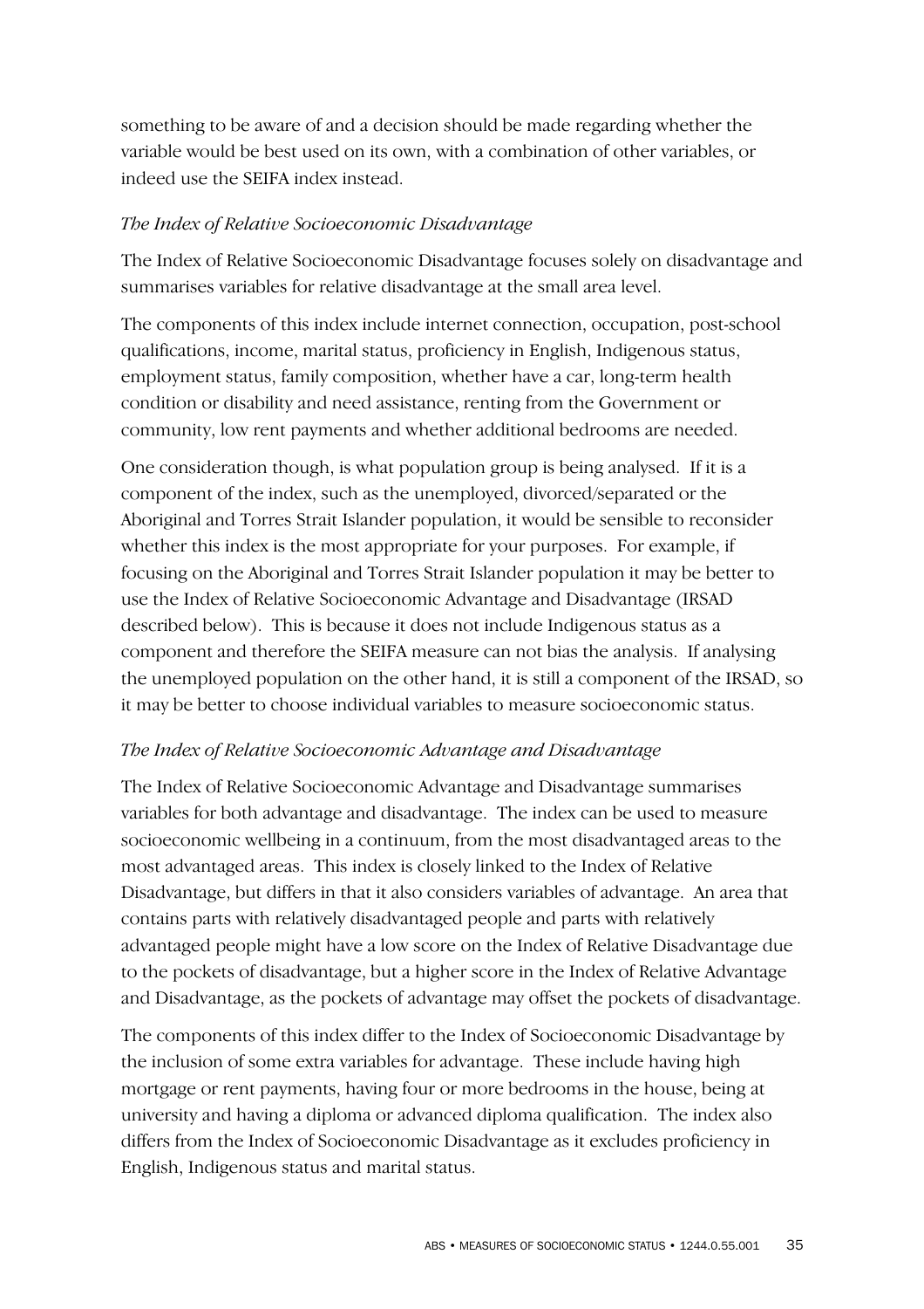something to be aware of and a decision should be made regarding whether the variable would be best used on its own, with a combination of other variables, or indeed use the SEIFA index instead.

*The Index of Relative Socioeconomic Disadvantage*

The Index of Relative Socioeconomic Disadvantage focuses solely on disadvantage and summarises variables for relative disadvantage at the small area level.

The components of this index include internet connection, occupation, post-school qualifications, income, marital status, proficiency in English, Indigenous status, employment status, family composition, whether have a car, long-term health condition or disability and need assistance, renting from the Government or community, low rent payments and whether additional bedrooms are needed.

One consideration though, is what population group is being analysed. If it is a component of the index, such as the unemployed, divorced/separated or the Aboriginal and Torres Strait Islander population, it would be sensible to reconsider whether this index is the most appropriate for your purposes. For example, if focusing on the Aboriginal and Torres Strait Islander population it may be better to use the Index of Relative Socioeconomic Advantage and Disadvantage (IRSAD described below). This is because it does not include Indigenous status as a component and therefore the SEIFA measure can not bias the analysis. If analysing the unemployed population on the other hand, it is still a component of the IRSAD, so it may be better to choose individual variables to measure socioeconomic status.

*The Index of Relative Socioeconomic Advantage and Disadvantage*

The Index of Relative Socioeconomic Advantage and Disadvantage summarises variables for both advantage and disadvantage. The index can be used to measure socioeconomic wellbeing in a continuum, from the most disadvantaged areas to the most advantaged areas. This index is closely linked to the Index of Relative Disadvantage, but differs in that it also considers variables of advantage. An area that contains parts with relatively disadvantaged people and parts with relatively advantaged people might have a low score on the Index of Relative Disadvantage due to the pockets of disadvantage, but a higher score in the Index of Relative Advantage and Disadvantage, as the pockets of advantage may offset the pockets of disadvantage.

The components of this index differ to the Index of Socioeconomic Disadvantage by the inclusion of some extra variables for advantage. These include having high mortgage or rent payments, having four or more bedrooms in the house, being at university and having a diploma or advanced diploma qualification. The index also differs from the Index of Socioeconomic Disadvantage as it excludes proficiency in English, Indigenous status and marital status.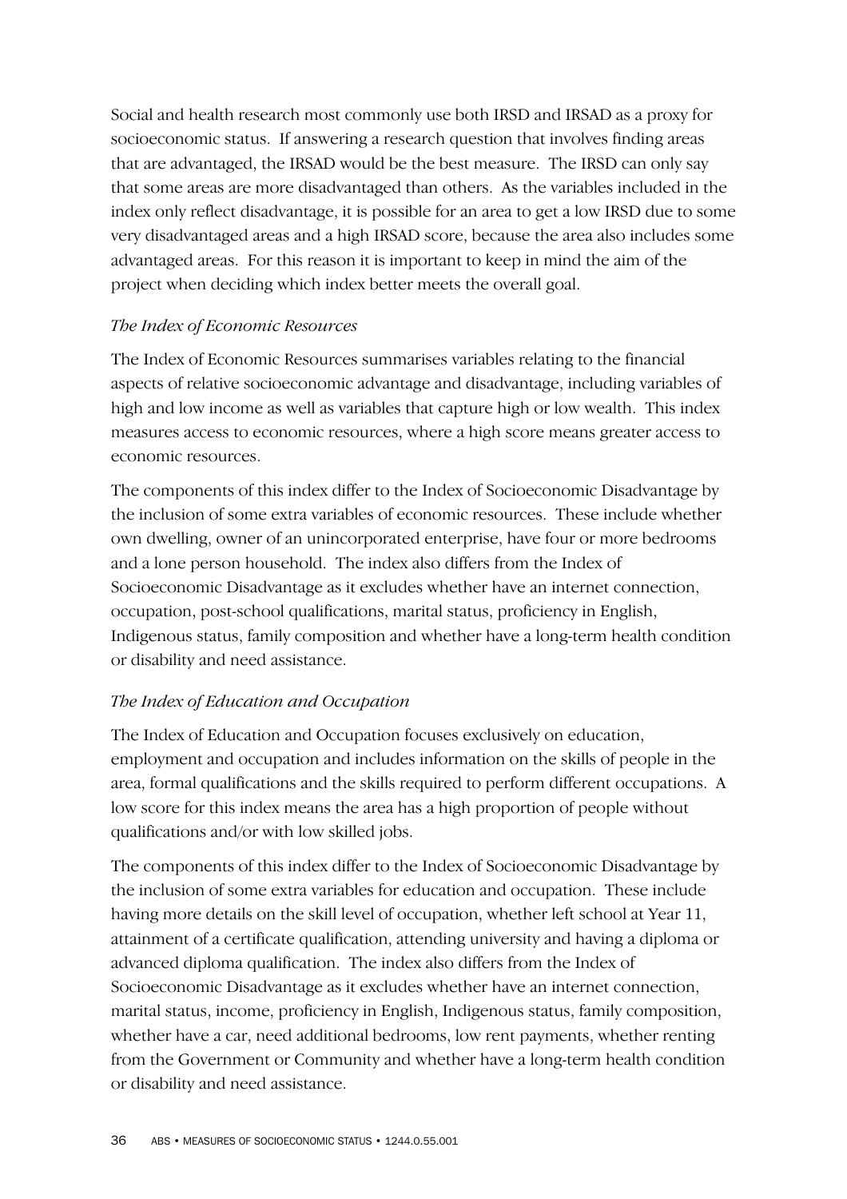Social and health research most commonly use both IRSD and IRSAD as a proxy for socioeconomic status. If answering a research question that involves finding areas that are advantaged, the IRSAD would be the best measure. The IRSD can only say that some areas are more disadvantaged than others. As the variables included in the index only reflect disadvantage, it is possible for an area to get a low IRSD due to some very disadvantaged areas and a high IRSAD score, because the area also includes some advantaged areas. For this reason it is important to keep in mind the aim of the project when deciding which index better meets the overall goal.

*The Index of Economic Resources*

The Index of Economic Resources summarises variables relating to the financial aspects of relative socioeconomic advantage and disadvantage, including variables of high and low income as well as variables that capture high or low wealth. This index measures access to economic resources, where a high score means greater access to economic resources.

The components of this index differ to the Index of Socioeconomic Disadvantage by the inclusion of some extra variables of economic resources. These include whether own dwelling, owner of an unincorporated enterprise, have four or more bedrooms and a lone person household. The index also differs from the Index of Socioeconomic Disadvantage as it excludes whether have an internet connection, occupation, post-school qualifications, marital status, proficiency in English, Indigenous status, family composition and whether have a long-term health condition or disability and need assistance.

*The Index of Education and Occupation*

The Index of Education and Occupation focuses exclusively on education, employment and occupation and includes information on the skills of people in the area, formal qualifications and the skills required to perform different occupations. A low score for this index means the area has a high proportion of people without qualifications and/or with low skilled jobs.

The components of this index differ to the Index of Socioeconomic Disadvantage by the inclusion of some extra variables for education and occupation. These include having more details on the skill level of occupation, whether left school at Year 11, attainment of a certificate qualification, attending university and having a diploma or advanced diploma qualification. The index also differs from the Index of Socioeconomic Disadvantage as it excludes whether have an internet connection, marital status, income, proficiency in English, Indigenous status, family composition, whether have a car, need additional bedrooms, low rent payments, whether renting from the Government or Community and whether have a long-term health condition or disability and need assistance.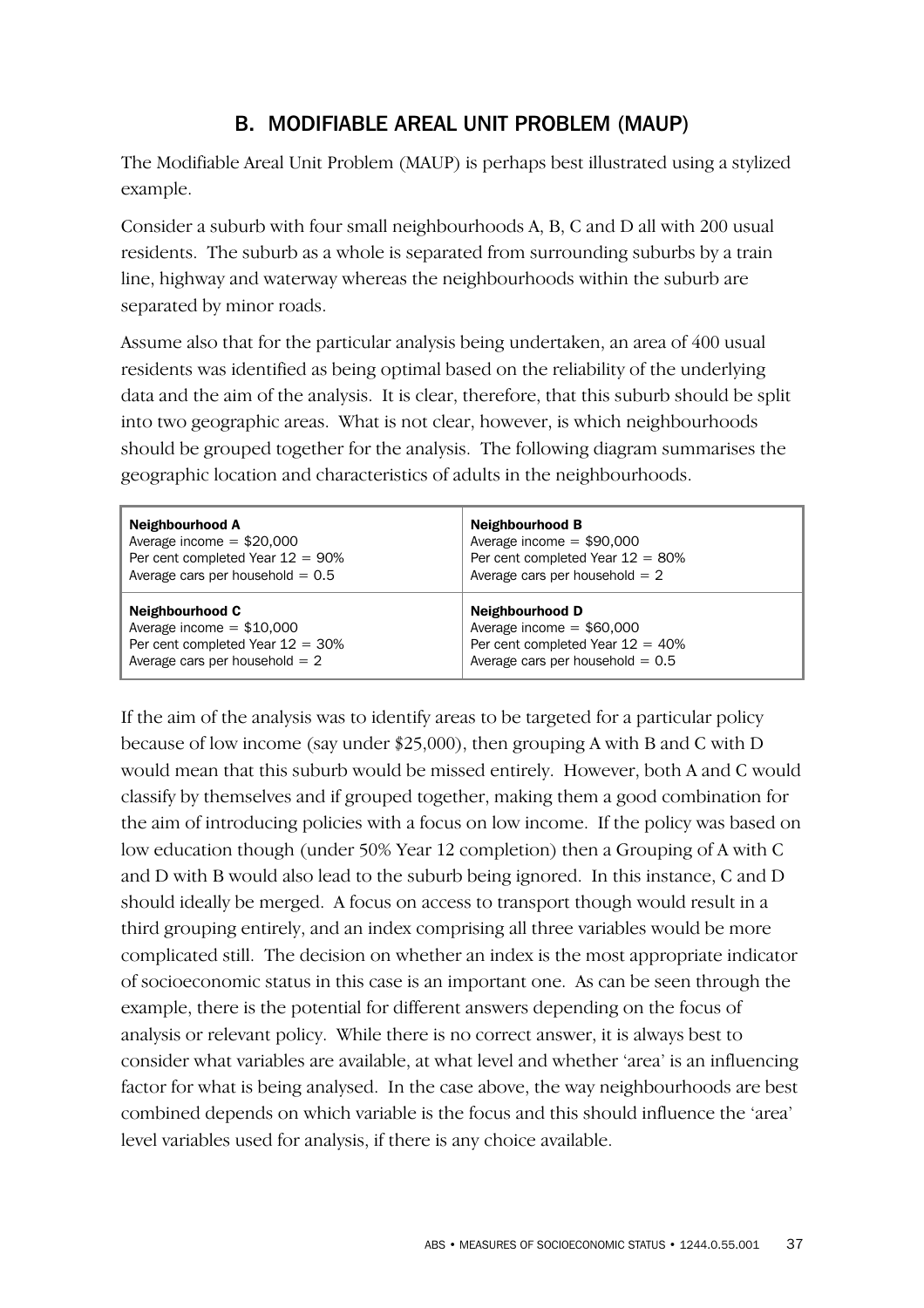## B. MODIFIABLE AREAL UNIT PROBLEM (MAUP)

The Modifiable Areal Unit Problem (MAUP) is perhaps best illustrated using a stylized example.

Consider a suburb with four small neighbourhoods A, B, C and D all with 200 usual residents. The suburb as a whole is separated from surrounding suburbs by a train line, highway and waterway whereas the neighbourhoods within the suburb are separated by minor roads.

Assume also that for the particular analysis being undertaken, an area of 400 usual residents was identified as being optimal based on the reliability of the underlying data and the aim of the analysis. It is clear, therefore, that this suburb should be split into two geographic areas. What is not clear, however, is which neighbourhoods should be grouped together for the analysis. The following diagram summarises the geographic location and characteristics of adults in the neighbourhoods.

| **Neighbourhood A**<br>Average income = $20,000<br>Per cent completed Year 12 = 90%<br>Average cars per household = 0.5 | **Neighbourhood B**<br>Average income = $90,000<br>Per cent completed Year 12 = 80%<br>Average cars per household = 2 |
|---|---|
| **Neighbourhood C**<br>Average income = $10,000<br>Per cent completed Year 12 = 30%<br>Average cars per household = 2 | **Neighbourhood D**<br>Average income = $60,000<br>Per cent completed Year 12 = 40%<br>Average cars per household = 0.5 |

If the aim of the analysis was to identify areas to be targeted for a particular policy because of low income (say under $25,000), then grouping A with B and C with D would mean that this suburb would be missed entirely. However, both A and C would classify by themselves and if grouped together, making them a good combination for the aim of introducing policies with a focus on low income. If the policy was based on low education though (under 50% Year 12 completion) then a Grouping of A with C and D with B would also lead to the suburb being ignored. In this instance, C and D should ideally be merged. A focus on access to transport though would result in a third grouping entirely, and an index comprising all three variables would be more complicated still. The decision on whether an index is the most appropriate indicator of socioeconomic status in this case is an important one. As can be seen through the example, there is the potential for different answers depending on the focus of analysis or relevant policy. While there is no correct answer, it is always best to consider what variables are available, at what level and whether 'area' is an influencing factor for what is being analysed. In the case above, the way neighbourhoods are best combined depends on which variable is the focus and this should influence the 'area' level variables used for analysis, if there is any choice available.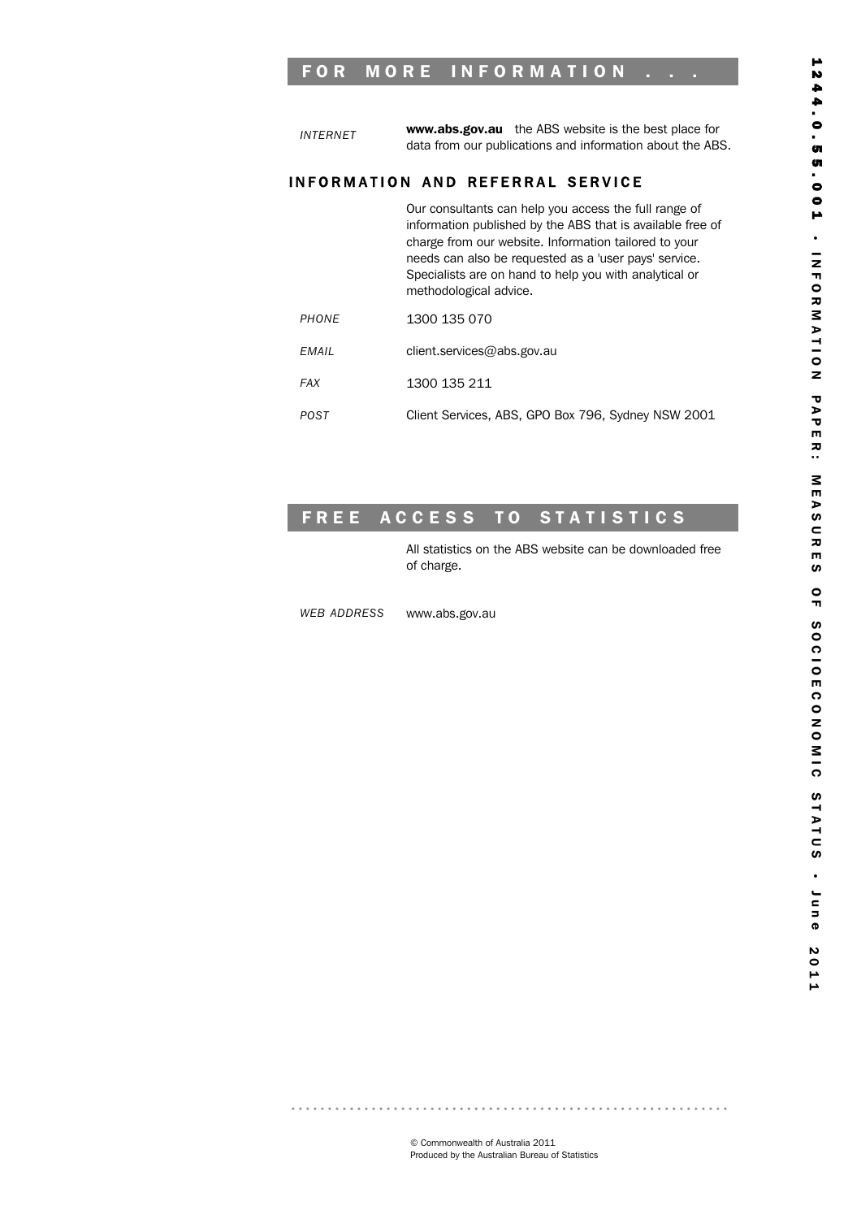## FOR MORE INFORMATION . . .

*INTERNET* **www.abs.gov.au** the ABS website is the best place for data from our publications and information about the ABS.

### INFORMATION AND REFERRAL SERVICE

Our consultants can help you access the full range of information published by the ABS that is available free of charge from our website. Information tailored to your needs can also be requested as a 'user pays' service. Specialists are on hand to help you with analytical or methodological advice.

*PHONE* 1300 135 070

*EMAIL* client.services@abs.gov.au

*FAX* 1300 135 211

*POST* Client Services, ABS, GPO Box 796, Sydney NSW 2001

## FREE ACCESS TO STATISTICS

All statistics on the ABS website can be downloaded free of charge.

*WEB ADDRESS* www.abs.gov.au

© Commonwealth of Australia 2011
Produced by the Australian Bureau of Statistics